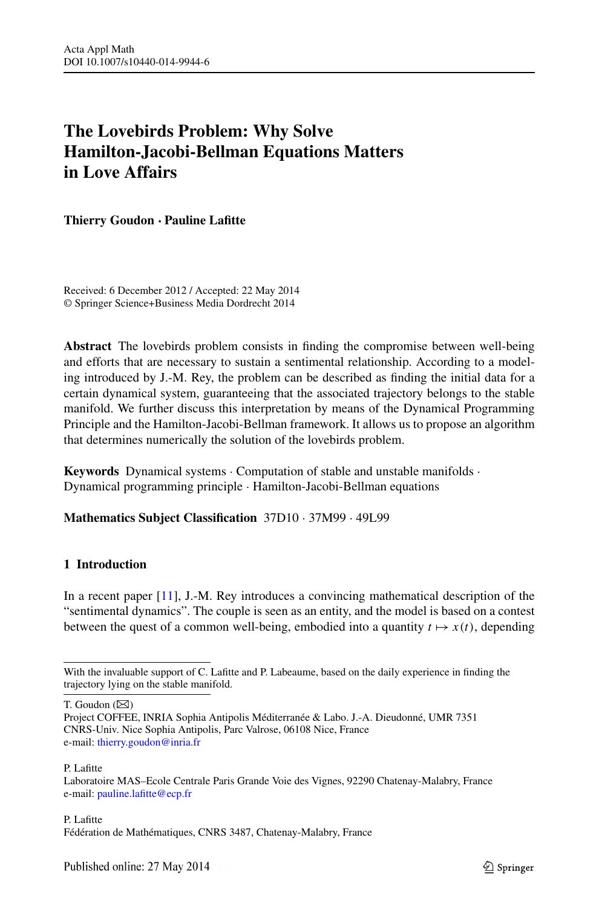# The Lovebirds Problem: Why Solve Hamilton-Jacobi-Bellman Equations Matters in Love Affairs

**Thierry Goudon · Pauline Lafitte**

Received: 6 December 2012 / Accepted: 22 May 2014
© Springer Science+Business Media Dordrecht 2014

**Abstract** The lovebirds problem consists in finding the compromise between well-being and efforts that are necessary to sustain a sentimental relationship. According to a modeling introduced by J.-M. Rey, the problem can be described as finding the initial data for a certain dynamical system, guaranteeing that the associated trajectory belongs to the stable manifold. We further discuss this interpretation by means of the Dynamical Programming Principle and the Hamilton-Jacobi-Bellman framework. It allows us to propose an algorithm that determines numerically the solution of the lovebirds problem.

**Keywords** Dynamical systems · Computation of stable and unstable manifolds · Dynamical programming principle · Hamilton-Jacobi-Bellman equations

**Mathematics Subject Classification** 37D10 · 37M99 · 49L99

## 1 Introduction

In a recent paper [11], J.-M. Rey introduces a convincing mathematical description of the "sentimental dynamics". The couple is seen as an entity, and the model is based on a contest between the quest of a common well-being, embodied into a quantity $t \mapsto x(t)$, depending

---

With the invaluable support of C. Lafitte and P. Labeaume, based on the daily experience in finding the trajectory lying on the stable manifold.

T. Goudon (✉)
Project COFFEE, INRIA Sophia Antipolis Méditerranée & Labo. J.-A. Dieudonné, UMR 7351 CNRS-Univ. Nice Sophia Antipolis, Parc Valrose, 06108 Nice, France
e-mail: thierry.goudon@inria.fr

P. Lafitte
Laboratoire MAS–Ecole Centrale Paris Grande Voie des Vignes, 92290 Chatenay-Malabry, France
e-mail: pauline.lafitte@ecp.fr

P. Lafitte
Fédération de Mathématiques, CNRS 3487, Chatenay-Malabry, France

Published online: 27 May 2014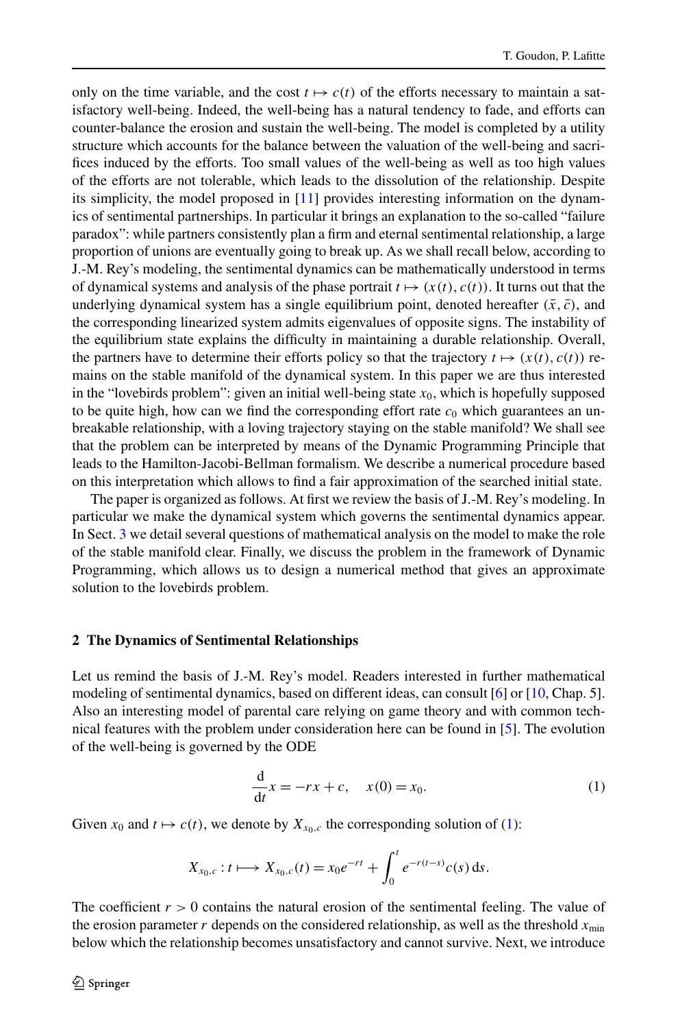only on the time variable, and the cost $t \mapsto c(t)$ of the efforts necessary to maintain a satisfactory well-being. Indeed, the well-being has a natural tendency to fade, and efforts can counter-balance the erosion and sustain the well-being. The model is completed by a utility structure which accounts for the balance between the valuation of the well-being and sacrifices induced by the efforts. Too small values of the well-being as well as too high values of the efforts are not tolerable, which leads to the dissolution of the relationship. Despite its simplicity, the model proposed in [11] provides interesting information on the dynamics of sentimental partnerships. In particular it brings an explanation to the so-called "failure paradox": while partners consistently plan a firm and eternal sentimental relationship, a large proportion of unions are eventually going to break up. As we shall recall below, according to J.-M. Rey's modeling, the sentimental dynamics can be mathematically understood in terms of dynamical systems and analysis of the phase portrait $t \mapsto (x(t), c(t))$. It turns out that the underlying dynamical system has a single equilibrium point, denoted hereafter $(\bar{x}, \bar{c})$, and the corresponding linearized system admits eigenvalues of opposite signs. The instability of the equilibrium state explains the difficulty in maintaining a durable relationship. Overall, the partners have to determine their efforts policy so that the trajectory $t \mapsto (x(t), c(t))$ remains on the stable manifold of the dynamical system. In this paper we are thus interested in the "lovebirds problem": given an initial well-being state $x_0$, which is hopefully supposed to be quite high, how can we find the corresponding effort rate $c_0$ which guarantees an unbreakable relationship, with a loving trajectory staying on the stable manifold? We shall see that the problem can be interpreted by means of the Dynamic Programming Principle that leads to the Hamilton-Jacobi-Bellman formalism. We describe a numerical procedure based on this interpretation which allows to find a fair approximation of the searched initial state.

The paper is organized as follows. At first we review the basis of J.-M. Rey's modeling. In particular we make the dynamical system which governs the sentimental dynamics appear. In Sect. 3 we detail several questions of mathematical analysis on the model to make the role of the stable manifold clear. Finally, we discuss the problem in the framework of Dynamic Programming, which allows us to design a numerical method that gives an approximate solution to the lovebirds problem.

## 2 The Dynamics of Sentimental Relationships

Let us remind the basis of J.-M. Rey's model. Readers interested in further mathematical modeling of sentimental dynamics, based on different ideas, can consult [6] or [10, Chap. 5]. Also an interesting model of parental care relying on game theory and with common technical features with the problem under consideration here can be found in [5]. The evolution of the well-being is governed by the ODE

$$\frac{\mathrm{d}}{\mathrm{d}t} x = -rx + c, \quad x(0) = x_0. \tag{1}$$

Given $x_0$ and $t \mapsto c(t)$, we denote by $X_{x_0,c}$ the corresponding solution of (1):

$$X_{x_0,c} : t \longmapsto X_{x_0,c}(t) = x_0 e^{-rt} + \int_0^t e^{-r(t-s)} c(s)\,\mathrm{d}s.$$

The coefficient $r > 0$ contains the natural erosion of the sentimental feeling. The value of the erosion parameter $r$ depends on the considered relationship, as well as the threshold $x_{\min}$ below which the relationship becomes unsatisfactory and cannot survive. Next, we introduce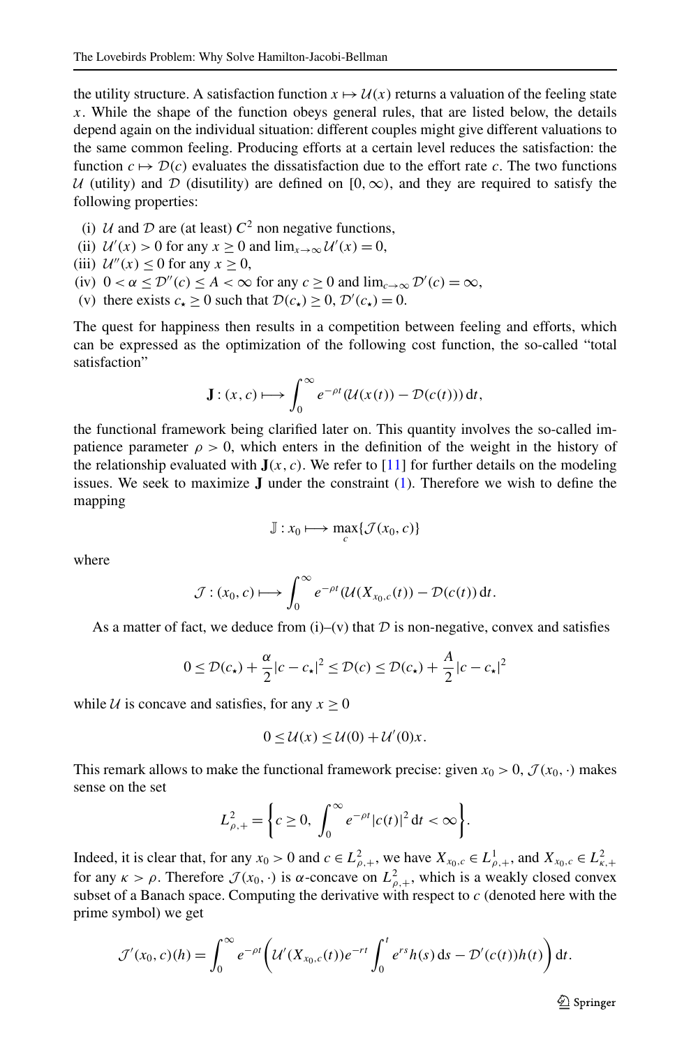the utility structure. A satisfaction function $x \mapsto \mathcal{U}(x)$ returns a valuation of the feeling state $x$. While the shape of the function obeys general rules, that are listed below, the details depend again on the individual situation: different couples might give different valuations to the same common feeling. Producing efforts at a certain level reduces the satisfaction: the function $c \mapsto \mathcal{D}(c)$ evaluates the dissatisfaction due to the effort rate $c$. The two functions $\mathcal{U}$ (utility) and $\mathcal{D}$ (disutility) are defined on $[0, \infty)$, and they are required to satisfy the following properties:

(i) $\mathcal{U}$ and $\mathcal{D}$ are (at least) $C^2$ non negative functions,
(ii) $\mathcal{U}'(x) > 0$ for any $x \geq 0$ and $\lim_{x\to\infty} \mathcal{U}'(x) = 0$,
(iii) $\mathcal{U}''(x) \leq 0$ for any $x \geq 0$,
(iv) $0 < \alpha \leq \mathcal{D}''(c) \leq A < \infty$ for any $c \geq 0$ and $\lim_{c\to\infty} \mathcal{D}'(c) = \infty$,
(v) there exists $c_\star \geq 0$ such that $\mathcal{D}(c_\star) \geq 0$, $\mathcal{D}'(c_\star) = 0$.

The quest for happiness then results in a competition between feeling and efforts, which can be expressed as the optimization of the following cost function, the so-called "total satisfaction"

$$\mathbf{J} : (x, c) \longmapsto \int_0^\infty e^{-\rho t} (\mathcal{U}(x(t)) - \mathcal{D}(c(t)))\, \mathrm{d}t,$$

the functional framework being clarified later on. This quantity involves the so-called impatience parameter $\rho > 0$, which enters in the definition of the weight in the history of the relationship evaluated with $\mathbf{J}(x, c)$. We refer to [11] for further details on the modeling issues. We seek to maximize $\mathbf{J}$ under the constraint (1). Therefore we wish to define the mapping

$$\mathbb{J} : x_0 \longmapsto \max_c \{\mathcal{J}(x_0, c)\}$$

where

$$\mathcal{J} : (x_0, c) \longmapsto \int_0^\infty e^{-\rho t} (\mathcal{U}(X_{x_0,c}(t)) - \mathcal{D}(c(t))\, \mathrm{d}t.$$

As a matter of fact, we deduce from (i)–(v) that $\mathcal{D}$ is non-negative, convex and satisfies

$$0 \leq \mathcal{D}(c_\star) + \frac{\alpha}{2} |c - c_\star|^2 \leq \mathcal{D}(c) \leq \mathcal{D}(c_\star) + \frac{A}{2} |c - c_\star|^2$$

while $\mathcal{U}$ is concave and satisfies, for any $x \geq 0$

$$0 \leq \mathcal{U}(x) \leq \mathcal{U}(0) + \mathcal{U}'(0)x.$$

This remark allows to make the functional framework precise: given $x_0 > 0$, $\mathcal{J}(x_0, \cdot)$ makes sense on the set

$$L^2_{\rho,+} = \left\{ c \geq 0,\ \int_0^\infty e^{-\rho t} |c(t)|^2\, \mathrm{d}t < \infty \right\}.$$

Indeed, it is clear that, for any $x_0 > 0$ and $c \in L^2_{\rho,+}$, we have $X_{x_0,c} \in L^1_{\rho,+}$, and $X_{x_0,c} \in L^2_{\kappa,+}$ for any $\kappa > \rho$. Therefore $\mathcal{J}(x_0, \cdot)$ is $\alpha$-concave on $L^2_{\rho,+}$, which is a weakly closed convex subset of a Banach space. Computing the derivative with respect to $c$ (denoted here with the prime symbol) we get

$$\mathcal{J}'(x_0, c)(h) = \int_0^\infty e^{-\rho t} \left( \mathcal{U}'(X_{x_0,c}(t)) e^{-rt} \int_0^t e^{rs} h(s)\, \mathrm{d}s - \mathcal{D}'(c(t)) h(t) \right) \mathrm{d}t.$$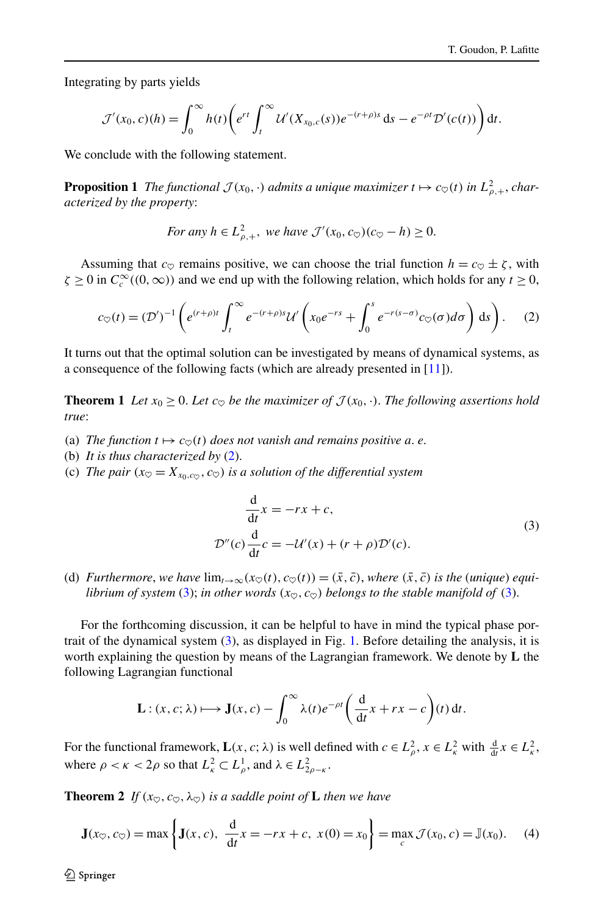Integrating by parts yields

$$\mathcal{J}'(x_0, c)(h) = \int_0^\infty h(t)\left(e^{rt}\int_t^\infty \mathcal{U}'(X_{x_0,c}(s))e^{-(r+\rho)s}\,\mathrm{d}s - e^{-\rho t}\mathcal{D}'(c(t))\right)\mathrm{d}t.$$

We conclude with the following statement.

**Proposition 1** *The functional $\mathcal{J}(x_0, \cdot)$ admits a unique maximizer $t \mapsto c_\heartsuit(t)$ in $L^2_{\rho,+}$, characterized by the property*:

$$\textit{For any } h \in L^2_{\rho,+}, \textit{ we have } \mathcal{J}'(x_0, c_\heartsuit)(c_\heartsuit - h) \geq 0.$$

Assuming that $c_\heartsuit$ remains positive, we can choose the trial function $h = c_\heartsuit \pm \zeta$, with $\zeta \geq 0$ in $C_c^\infty((0,\infty))$ and we end up with the following relation, which holds for any $t \geq 0$,

$$c_\heartsuit(t) = (\mathcal{D}')^{-1}\left(e^{(r+\rho)t}\int_t^\infty e^{-(r+\rho)s}\mathcal{U}'\left(x_0 e^{-rs} + \int_0^s e^{-r(s-\sigma)}c_\heartsuit(\sigma)d\sigma\right)\mathrm{d}s\right). \quad (2)$$

It turns out that the optimal solution can be investigated by means of dynamical systems, as a consequence of the following facts (which are already presented in [11]).

**Theorem 1** *Let $x_0 \geq 0$. Let $c_\heartsuit$ be the maximizer of $\mathcal{J}(x_0, \cdot)$. The following assertions hold true*:

(a) *The function $t \mapsto c_\heartsuit(t)$ does not vanish and remains positive a. e.*
(b) *It is thus characterized by* (2).
(c) *The pair $(x_\heartsuit = X_{x_0,c_\heartsuit}, c_\heartsuit)$ is a solution of the differential system*

$$\begin{aligned}
&\frac{\mathrm{d}}{\mathrm{d}t}x = -rx + c,\\
&\mathcal{D}''(c)\frac{\mathrm{d}}{\mathrm{d}t}c = -\mathcal{U}'(x) + (r+\rho)\mathcal{D}'(c).
\end{aligned} \quad (3)$$

(d) *Furthermore, we have $\lim_{t\to\infty}(x_\heartsuit(t), c_\heartsuit(t)) = (\bar{x}, \bar{c})$, where $(\bar{x}, \bar{c})$ is the (unique) equilibrium of system (3); in other words $(x_\heartsuit, c_\heartsuit)$ belongs to the stable manifold of (3).*

For the forthcoming discussion, it can be helpful to have in mind the typical phase portrait of the dynamical system (3), as displayed in Fig. 1. Before detailing the analysis, it is worth explaining the question by means of the Lagrangian framework. We denote by $\mathbf{L}$ the following Lagrangian functional

$$\mathbf{L} : (x, c; \lambda) \longmapsto \mathbf{J}(x, c) - \int_0^\infty \lambda(t)e^{-\rho t}\left(\frac{\mathrm{d}}{\mathrm{d}t}x + rx - c\right)(t)\,\mathrm{d}t.$$

For the functional framework, $\mathbf{L}(x, c; \lambda)$ is well defined with $c \in L^2_\rho$, $x \in L^2_\kappa$ with $\frac{\mathrm{d}}{\mathrm{d}t}x \in L^2_\kappa$, where $\rho < \kappa < 2\rho$ so that $L^2_\kappa \subset L^1_\rho$, and $\lambda \in L^2_{2\rho-\kappa}$.

**Theorem 2** *If $(x_\heartsuit, c_\heartsuit, \lambda_\heartsuit)$ is a saddle point of* $\mathbf{L}$ *then we have*

$$\mathbf{J}(x_\heartsuit, c_\heartsuit) = \max\left\{\mathbf{J}(x, c),\ \frac{\mathrm{d}}{\mathrm{d}t}x = -rx + c,\ x(0) = x_0\right\} = \max_c \mathcal{J}(x_0, c) = \mathbb{J}(x_0). \quad (4)$$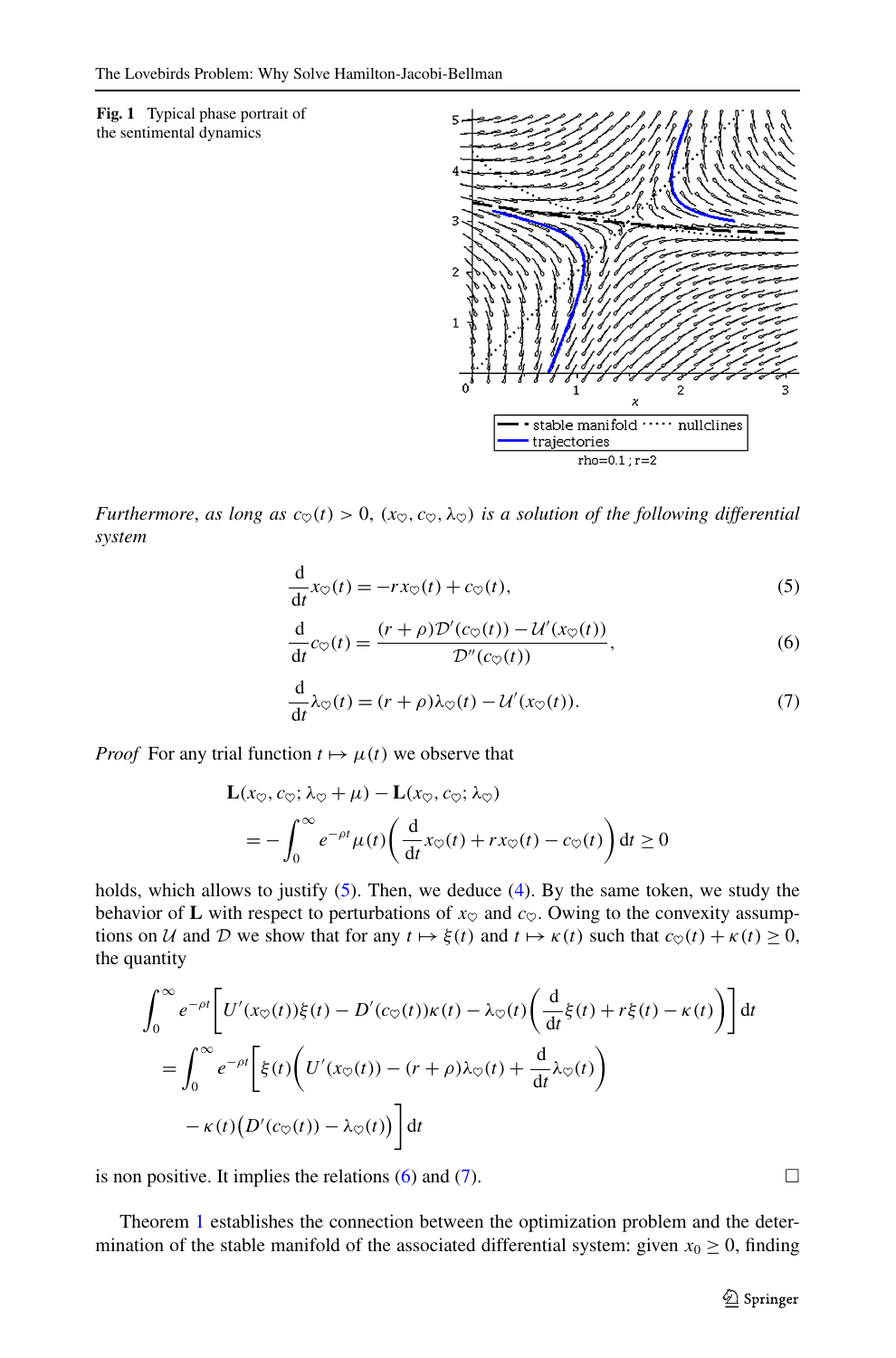**Fig. 1** Typical phase portrait of the sentimental dynamics

*Furthermore, as long as $c_\heartsuit(t) > 0$, $(x_\heartsuit, c_\heartsuit, \lambda_\heartsuit)$ is a solution of the following differential system*

$$\frac{\mathrm{d}}{\mathrm{d}t} x_\heartsuit(t) = -r x_\heartsuit(t) + c_\heartsuit(t), \tag{5}$$

$$\frac{\mathrm{d}}{\mathrm{d}t} c_\heartsuit(t) = \frac{(r+\rho)\mathcal{D}'(c_\heartsuit(t)) - \mathcal{U}'(x_\heartsuit(t))}{\mathcal{D}''(c_\heartsuit(t))}, \tag{6}$$

$$\frac{\mathrm{d}}{\mathrm{d}t} \lambda_\heartsuit(t) = (r+\rho)\lambda_\heartsuit(t) - \mathcal{U}'(x_\heartsuit(t)). \tag{7}$$

*Proof* For any trial function $t \mapsto \mu(t)$ we observe that

$$\begin{aligned}
&\mathbf{L}(x_\heartsuit, c_\heartsuit; \lambda_\heartsuit + \mu) - \mathbf{L}(x_\heartsuit, c_\heartsuit; \lambda_\heartsuit) \\
&\quad = -\int_0^\infty e^{-\rho t} \mu(t) \left( \frac{\mathrm{d}}{\mathrm{d}t} x_\heartsuit(t) + r x_\heartsuit(t) - c_\heartsuit(t) \right) \mathrm{d}t \geq 0
\end{aligned}$$

holds, which allows to justify (5). Then, we deduce (4). By the same token, we study the behavior of $\mathbf{L}$ with respect to perturbations of $x_\heartsuit$ and $c_\heartsuit$. Owing to the convexity assumptions on $\mathcal{U}$ and $\mathcal{D}$ we show that for any $t \mapsto \xi(t)$ and $t \mapsto \kappa(t)$ such that $c_\heartsuit(t) + \kappa(t) \geq 0$, the quantity

$$\begin{aligned}
&\int_0^\infty e^{-\rho t} \left[ U'(x_\heartsuit(t))\xi(t) - D'(c_\heartsuit(t))\kappa(t) - \lambda_\heartsuit(t) \left( \frac{\mathrm{d}}{\mathrm{d}t} \xi(t) + r\xi(t) - \kappa(t) \right) \right] \mathrm{d}t \\
&\quad = \int_0^\infty e^{-\rho t} \left[ \xi(t) \left( U'(x_\heartsuit(t)) - (r+\rho)\lambda_\heartsuit(t) + \frac{\mathrm{d}}{\mathrm{d}t} \lambda_\heartsuit(t) \right) \right. \\
&\qquad \left. - \kappa(t) \big( D'(c_\heartsuit(t)) - \lambda_\heartsuit(t) \big) \right] \mathrm{d}t
\end{aligned}$$

is non positive. It implies the relations (6) and (7). □

Theorem 1 establishes the connection between the optimization problem and the determination of the stable manifold of the associated differential system: given $x_0 \geq 0$, finding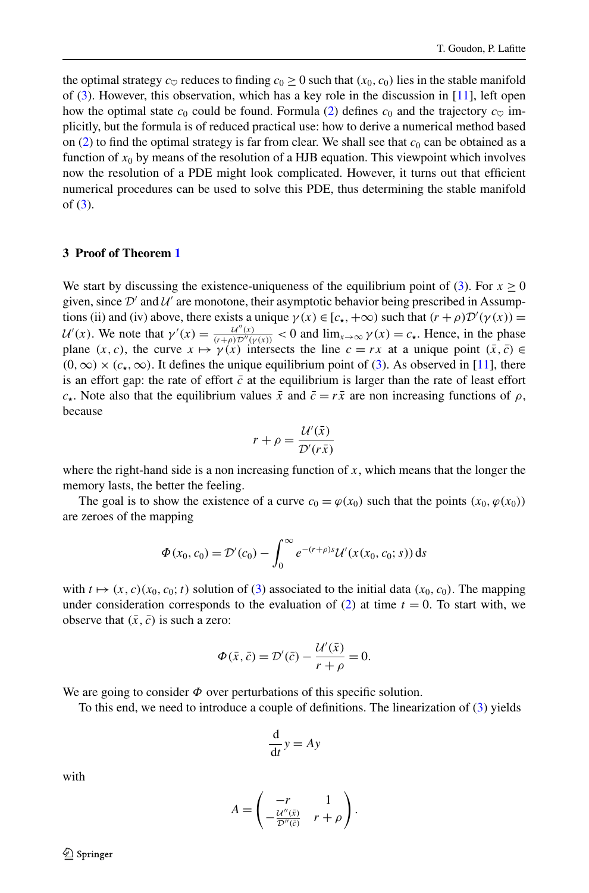the optimal strategy $c_\heartsuit$ reduces to finding $c_0 \geq 0$ such that $(x_0, c_0)$ lies in the stable manifold of (3). However, this observation, which has a key role in the discussion in [11], left open how the optimal state $c_0$ could be found. Formula (2) defines $c_0$ and the trajectory $c_\heartsuit$ implicitly, but the formula is of reduced practical use: how to derive a numerical method based on (2) to find the optimal strategy is far from clear. We shall see that $c_0$ can be obtained as a function of $x_0$ by means of the resolution of a HJB equation. This viewpoint which involves now the resolution of a PDE might look complicated. However, it turns out that efficient numerical procedures can be used to solve this PDE, thus determining the stable manifold of (3).

## 3 Proof of Theorem 1

We start by discussing the existence-uniqueness of the equilibrium point of (3). For $x \geq 0$ given, since $\mathcal{D}'$ and $\mathcal{U}'$ are monotone, their asymptotic behavior being prescribed in Assumptions (ii) and (iv) above, there exists a unique $\gamma(x) \in [c_\star, +\infty)$ such that $(r+\rho)\mathcal{D}'(\gamma(x)) = \mathcal{U}'(x)$. We note that $\gamma'(x) = \frac{\mathcal{U}''(x)}{(r+\rho)\mathcal{D}''(\gamma(x))} < 0$ and $\lim_{x\to\infty} \gamma(x) = c_\star$. Hence, in the phase plane $(x, c)$, the curve $x \mapsto \gamma(x)$ intersects the line $c = rx$ at a unique point $(\bar{x}, \bar{c}) \in (0, \infty) \times (c_\star, \infty)$. It defines the unique equilibrium point of (3). As observed in [11], there is an effort gap: the rate of effort $\bar{c}$ at the equilibrium is larger than the rate of least effort $c_\star$. Note also that the equilibrium values $\bar{x}$ and $\bar{c} = r\bar{x}$ are non increasing functions of $\rho$, because

$$r + \rho = \frac{\mathcal{U}'(\bar{x})}{\mathcal{D}'(r\bar{x})}$$

where the right-hand side is a non increasing function of $x$, which means that the longer the memory lasts, the better the feeling.

The goal is to show the existence of a curve $c_0 = \varphi(x_0)$ such that the points $(x_0, \varphi(x_0))$ are zeroes of the mapping

$$\Phi(x_0, c_0) = \mathcal{D}'(c_0) - \int_0^\infty e^{-(r+\rho)s}\mathcal{U}'(x(x_0, c_0; s))\,\mathrm{d}s$$

with $t \mapsto (x, c)(x_0, c_0; t)$ solution of (3) associated to the initial data $(x_0, c_0)$. The mapping under consideration corresponds to the evaluation of (2) at time $t = 0$. To start with, we observe that $(\bar{x}, \bar{c})$ is such a zero:

$$\Phi(\bar{x}, \bar{c}) = \mathcal{D}'(\bar{c}) - \frac{\mathcal{U}'(\bar{x})}{r+\rho} = 0.$$

We are going to consider $\Phi$ over perturbations of this specific solution.

To this end, we need to introduce a couple of definitions. The linearization of (3) yields

$$\frac{\mathrm{d}}{\mathrm{d}t} y = Ay$$

with

$$A = \begin{pmatrix} -r & 1 \\ -\frac{\mathcal{U}''(\bar{x})}{\mathcal{D}''(\bar{c})} & r+\rho \end{pmatrix}.$$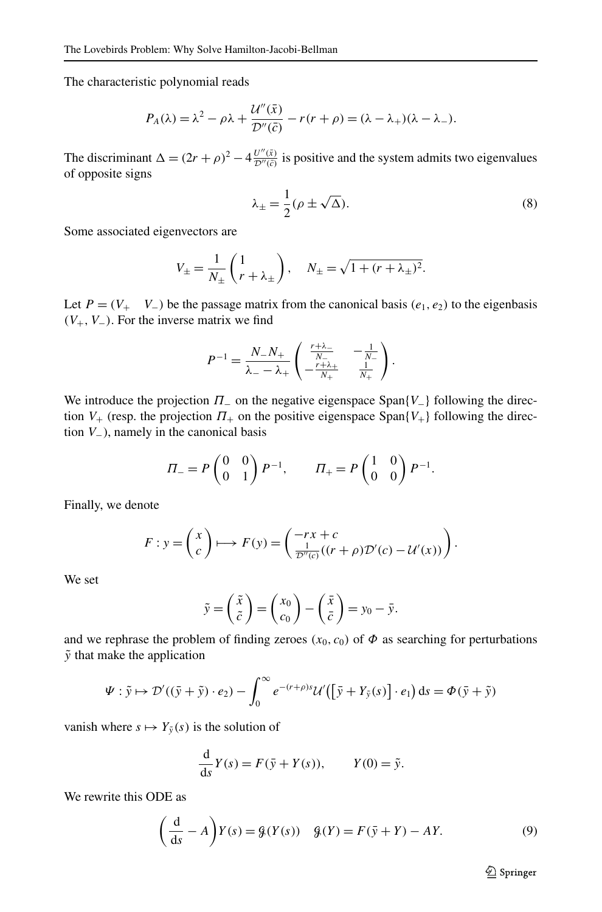The characteristic polynomial reads

$$P_A(\lambda) = \lambda^2 - \rho\lambda + \frac{\mathcal{U}''(\bar{x})}{\mathcal{D}''(\bar{c})} - r(r+\rho) = (\lambda - \lambda_+)(\lambda - \lambda_-).$$

The discriminant $\Delta = (2r+\rho)^2 - 4\frac{\mathcal{U}''(\bar{x})}{\mathcal{D}''(\bar{c})}$ is positive and the system admits two eigenvalues of opposite signs

$$\lambda_\pm = \frac{1}{2}(\rho \pm \sqrt{\Delta}). \tag{8}$$

Some associated eigenvectors are

$$V_\pm = \frac{1}{N_\pm}\begin{pmatrix} 1 \\ r + \lambda_\pm \end{pmatrix}, \quad N_\pm = \sqrt{1 + (r+\lambda_\pm)^2}.$$

Let $P = (V_+ \quad V_-)$ be the passage matrix from the canonical basis $(e_1, e_2)$ to the eigenbasis $(V_+, V_-)$. For the inverse matrix we find

$$P^{-1} = \frac{N_- N_+}{\lambda_- - \lambda_+}\begin{pmatrix} \frac{r+\lambda_-}{N_-} & -\frac{1}{N_-} \\ -\frac{r+\lambda_+}{N_+} & \frac{1}{N_+} \end{pmatrix}.$$

We introduce the projection $\Pi_-$ on the negative eigenspace $\mathrm{Span}\{V_-\}$ following the direction $V_+$ (resp. the projection $\Pi_+$ on the positive eigenspace $\mathrm{Span}\{V_+\}$ following the direction $V_-$), namely in the canonical basis

$$\Pi_- = P\begin{pmatrix} 0 & 0 \\ 0 & 1 \end{pmatrix}P^{-1}, \qquad \Pi_+ = P\begin{pmatrix} 1 & 0 \\ 0 & 0 \end{pmatrix}P^{-1}.$$

Finally, we denote

$$F : y = \begin{pmatrix} x \\ c \end{pmatrix} \longmapsto F(y) = \begin{pmatrix} -rx + c \\ \frac{1}{\mathcal{D}''(c)}((r+\rho)\mathcal{D}'(c) - \mathcal{U}'(x)) \end{pmatrix}.$$

We set

$$\tilde{y} = \begin{pmatrix} \tilde{x} \\ \tilde{c} \end{pmatrix} = \begin{pmatrix} x_0 \\ c_0 \end{pmatrix} - \begin{pmatrix} \bar{x} \\ \bar{c} \end{pmatrix} = y_0 - \bar{y}.$$

and we rephrase the problem of finding zeroes $(x_0, c_0)$ of $\Phi$ as searching for perturbations $\tilde{y}$ that make the application

$$\Psi : \tilde{y} \mapsto \mathcal{D}'((\bar{y} + \tilde{y}) \cdot e_2) - \int_0^\infty e^{-(r+\rho)s}\mathcal{U}'\big(\big[\bar{y} + Y_{\tilde{y}}(s)\big] \cdot e_1\big)\,\mathrm{d}s = \Phi(\bar{y} + \tilde{y})$$

vanish where $s \mapsto Y_{\tilde{y}}(s)$ is the solution of

$$\frac{\mathrm{d}}{\mathrm{d}s}Y(s) = F(\bar{y} + Y(s)), \qquad Y(0) = \tilde{y}.$$

We rewrite this ODE as

$$\left(\frac{\mathrm{d}}{\mathrm{d}s} - A\right)Y(s) = \mathcal{G}(Y(s)) \quad \mathcal{G}(Y) = F(\bar{y} + Y) - AY. \tag{9}$$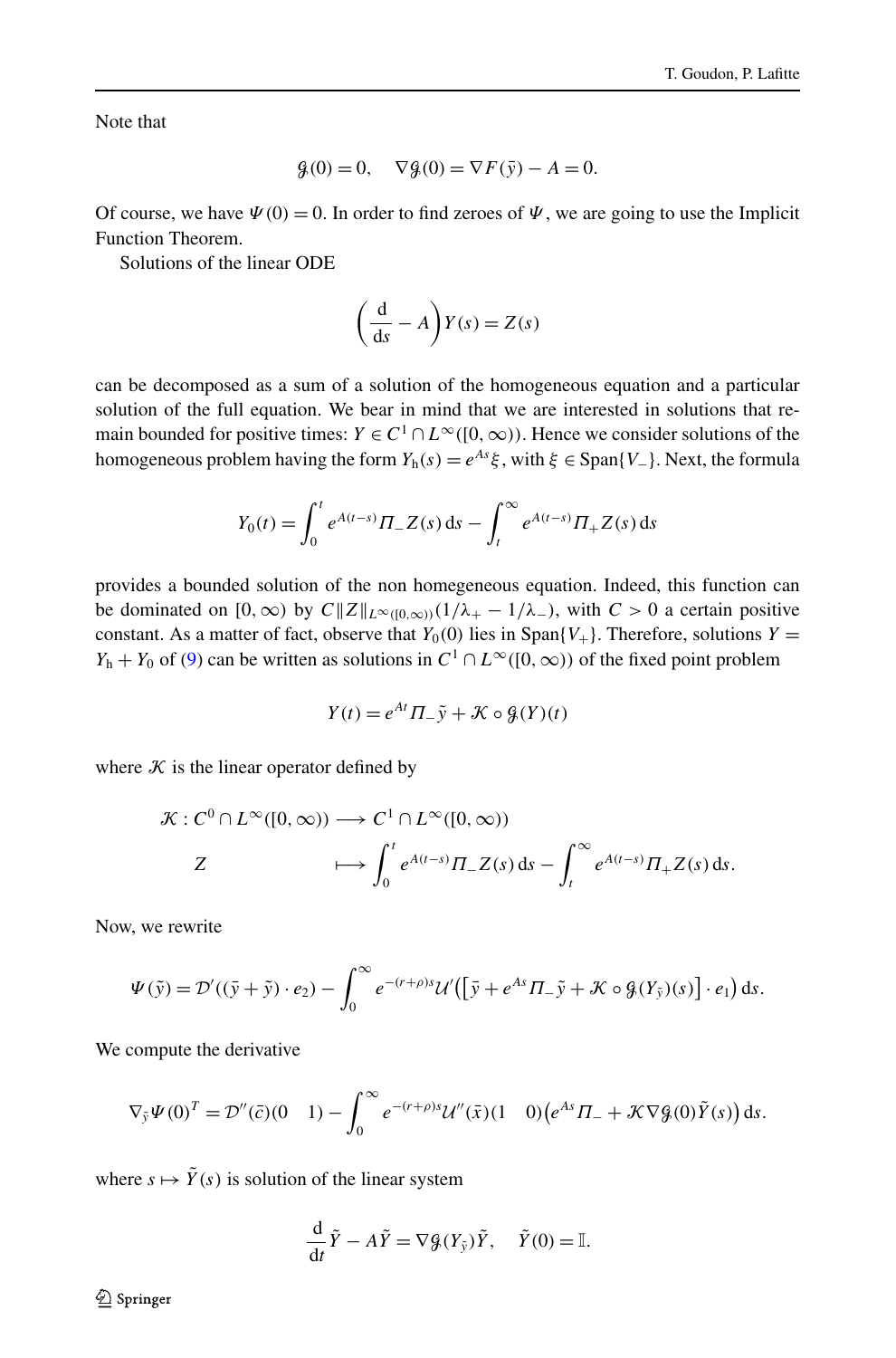Note that

$$\mathcal{G}(0) = 0, \quad \nabla \mathcal{G}(0) = \nabla F(\bar{y}) - A = 0.$$

Of course, we have $\Psi(0) = 0$. In order to find zeroes of $\Psi$, we are going to use the Implicit Function Theorem.

Solutions of the linear ODE

$$\left( \frac{\mathrm{d}}{\mathrm{d}s} - A \right) Y(s) = Z(s)$$

can be decomposed as a sum of a solution of the homogeneous equation and a particular solution of the full equation. We bear in mind that we are interested in solutions that remain bounded for positive times: $Y \in C^1 \cap L^\infty([0, \infty))$. Hence we consider solutions of the homogeneous problem having the form $Y_\mathrm{h}(s) = e^{As}\xi$, with $\xi \in \mathrm{Span}\{V_-\}$. Next, the formula

$$Y_0(t) = \int_0^t e^{A(t-s)} \Pi_- Z(s)\, \mathrm{d}s - \int_t^\infty e^{A(t-s)} \Pi_+ Z(s)\, \mathrm{d}s$$

provides a bounded solution of the non homegeneous equation. Indeed, this function can be dominated on $[0, \infty)$ by $C\|Z\|_{L^\infty([0,\infty))}(1/\lambda_+ - 1/\lambda_-)$, with $C > 0$ a certain positive constant. As a matter of fact, observe that $Y_0(0)$ lies in $\mathrm{Span}\{V_+\}$. Therefore, solutions $Y = Y_\mathrm{h} + Y_0$ of (9) can be written as solutions in $C^1 \cap L^\infty([0, \infty))$ of the fixed point problem

$$Y(t) = e^{At} \Pi_- \tilde{y} + \mathcal{K} \circ \mathcal{G}(Y)(t)$$

where $\mathcal{K}$ is the linear operator defined by

$$\begin{aligned} \mathcal{K} : C^0 \cap L^\infty([0, \infty)) &\longrightarrow C^1 \cap L^\infty([0, \infty)) \\ Z \qquad\qquad &\longmapsto \int_0^t e^{A(t-s)} \Pi_- Z(s)\, \mathrm{d}s - \int_t^\infty e^{A(t-s)} \Pi_+ Z(s)\, \mathrm{d}s. \end{aligned}$$

Now, we rewrite

$$\Psi(\tilde{y}) = \mathcal{D}'((\bar{y} + \tilde{y}) \cdot e_2) - \int_0^\infty e^{-(r+\rho)s} \mathcal{U}'\big(\big[\bar{y} + e^{As}\Pi_- \tilde{y} + \mathcal{K} \circ \mathcal{G}(Y_{\tilde{y}})(s)\big] \cdot e_1\big)\, \mathrm{d}s.$$

We compute the derivative

$$\nabla_{\tilde{y}} \Psi(0)^T = \mathcal{D}''(\bar{c})(0 \quad 1) - \int_0^\infty e^{-(r+\rho)s} \mathcal{U}''(\bar{x})(1 \quad 0)\big(e^{As}\Pi_- + \mathcal{K}\nabla\mathcal{G}(0)\tilde{Y}(s)\big)\, \mathrm{d}s.$$

where $s \mapsto \tilde{Y}(s)$ is solution of the linear system

$$\frac{\mathrm{d}}{\mathrm{d}t}\tilde{Y} - A\tilde{Y} = \nabla\mathcal{G}(Y_{\tilde{y}})\tilde{Y}, \quad \tilde{Y}(0) = \mathbb{I}.$$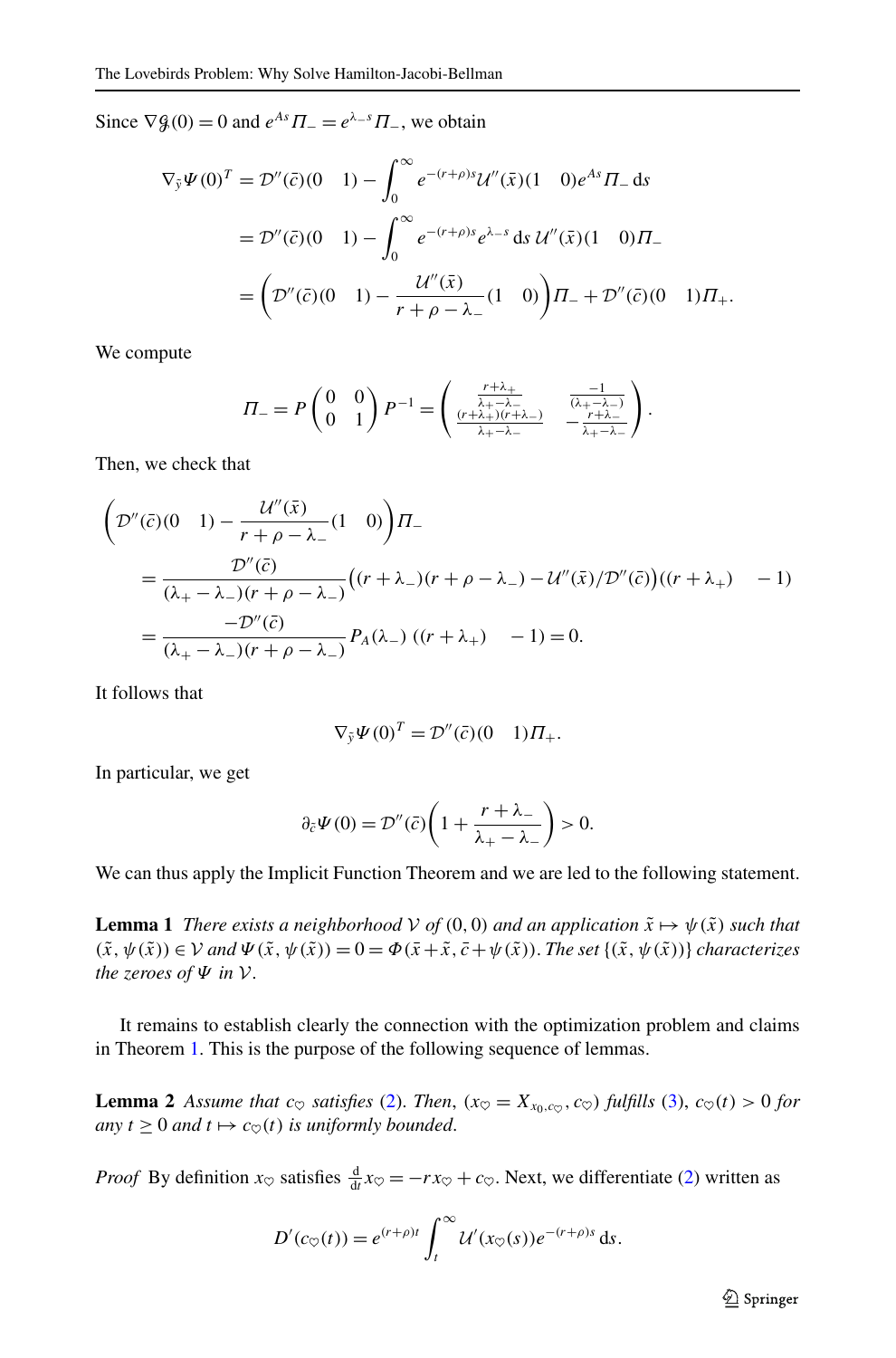Since $\nabla \mathcal{G}(0) = 0$ and $e^{As}\Pi_- = e^{\lambda_- s}\Pi_-$, we obtain

$$
\begin{aligned}
\nabla_{\tilde{y}} \Psi(0)^T &= \mathcal{D}''(\bar{c})(0 \quad 1) - \int_0^\infty e^{-(r+\rho)s} \mathcal{U}''(\bar{x})(1 \quad 0) e^{As} \Pi_- \, \mathrm{d}s \\
&= \mathcal{D}''(\bar{c})(0 \quad 1) - \int_0^\infty e^{-(r+\rho)s} e^{\lambda_- s} \, \mathrm{d}s \, \mathcal{U}''(\bar{x})(1 \quad 0)\Pi_- \\
&= \left( \mathcal{D}''(\bar{c})(0 \quad 1) - \frac{\mathcal{U}''(\bar{x})}{r+\rho-\lambda_-}(1 \quad 0) \right) \Pi_- + \mathcal{D}''(\bar{c})(0 \quad 1)\Pi_+.
\end{aligned}
$$

We compute

$$
\Pi_- = P \begin{pmatrix} 0 & 0 \\ 0 & 1 \end{pmatrix} P^{-1} = \begin{pmatrix} \frac{r+\lambda_+}{\lambda_+-\lambda_-} & \frac{-1}{(\lambda_+-\lambda_-)} \\ \frac{(r+\lambda_+)(r+\lambda_-)}{\lambda_+-\lambda_-} & -\frac{r+\lambda_-}{\lambda_+-\lambda_-} \end{pmatrix}.
$$

Then, we check that

$$
\begin{aligned}
&\left( \mathcal{D}''(\bar{c})(0 \quad 1) - \frac{\mathcal{U}''(\bar{x})}{r+\rho-\lambda_-}(1 \quad 0) \right) \Pi_- \\
&= \frac{\mathcal{D}''(\bar{c})}{(\lambda_+-\lambda_-)(r+\rho-\lambda_-)} \big( (r+\lambda_-)(r+\rho-\lambda_-) - \mathcal{U}''(\bar{x})/\mathcal{D}''(\bar{c}) \big) \big( (r+\lambda_+) \quad -1 \big) \\
&= \frac{-\mathcal{D}''(\bar{c})}{(\lambda_+-\lambda_-)(r+\rho-\lambda_-)} P_A(\lambda_-) \, \big( (r+\lambda_+) \quad -1 \big) = 0.
\end{aligned}
$$

It follows that

$$
\nabla_{\tilde{y}} \Psi(0)^T = \mathcal{D}''(\bar{c})(0 \quad 1)\Pi_+.
$$

In particular, we get

$$
\partial_{\tilde{c}} \Psi(0) = \mathcal{D}''(\bar{c}) \left( 1 + \frac{r+\lambda_-}{\lambda_+-\lambda_-} \right) > 0.
$$

We can thus apply the Implicit Function Theorem and we are led to the following statement.

**Lemma 1** *There exists a neighborhood $\mathcal{V}$ of $(0,0)$ and an application $\tilde{x} \mapsto \psi(\tilde{x})$ such that $(\tilde{x}, \psi(\tilde{x})) \in \mathcal{V}$ and $\Psi(\tilde{x}, \psi(\tilde{x})) = 0 = \Phi(\bar{x}+\tilde{x}, \bar{c}+\psi(\tilde{x}))$. The set $\{(\tilde{x}, \psi(\tilde{x}))\}$ characterizes the zeroes of $\Psi$ in $\mathcal{V}$.*

It remains to establish clearly the connection with the optimization problem and claims in Theorem 1. This is the purpose of the following sequence of lemmas.

**Lemma 2** *Assume that $c_\heartsuit$ satisfies (2). Then, $(x_\heartsuit = X_{x_0, c_\heartsuit}, c_\heartsuit)$ fulfills (3), $c_\heartsuit(t) > 0$ for any $t \geq 0$ and $t \mapsto c_\heartsuit(t)$ is uniformly bounded.*

*Proof* By definition $x_\heartsuit$ satisfies $\frac{\mathrm{d}}{\mathrm{d}t} x_\heartsuit = -r x_\heartsuit + c_\heartsuit$. Next, we differentiate (2) written as

$$
D'(c_\heartsuit(t)) = e^{(r+\rho)t} \int_t^\infty \mathcal{U}'(x_\heartsuit(s)) e^{-(r+\rho)s} \, \mathrm{d}s.
$$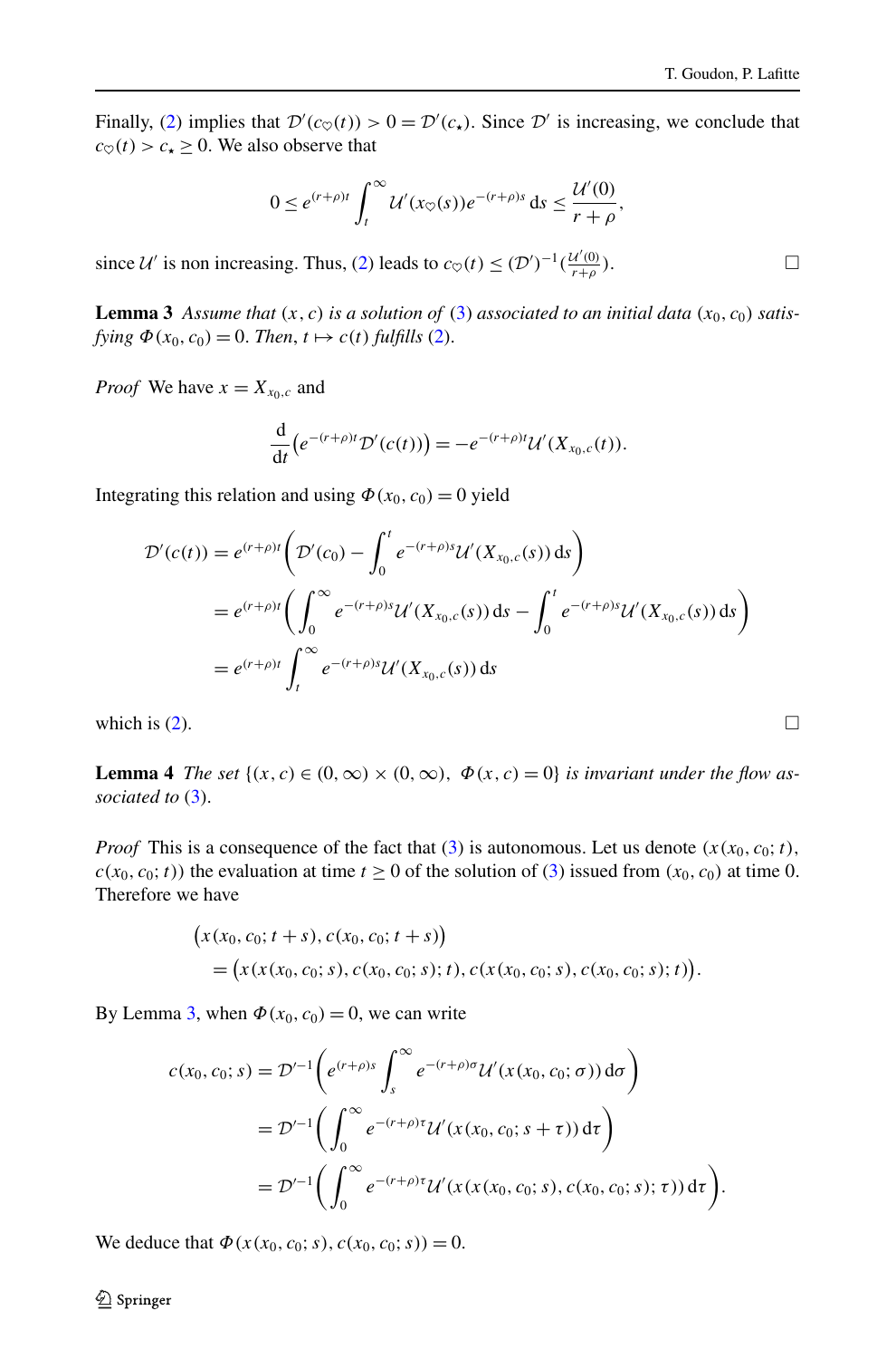Finally, (2) implies that $\mathcal{D}'(c_\heartsuit(t)) > 0 = \mathcal{D}'(c_\star)$. Since $\mathcal{D}'$ is increasing, we conclude that $c_\heartsuit(t) > c_\star \geq 0$. We also observe that

$$0 \leq e^{(r+\rho)t} \int_t^\infty \mathcal{U}'(x_\heartsuit(s)) e^{-(r+\rho)s}\, \mathrm{d}s \leq \frac{\mathcal{U}'(0)}{r+\rho},$$

since $\mathcal{U}'$ is non increasing. Thus, (2) leads to $c_\heartsuit(t) \leq (\mathcal{D}')^{-1}(\frac{\mathcal{U}'(0)}{r+\rho})$. □

**Lemma 3** *Assume that $(x, c)$ is a solution of (3) associated to an initial data $(x_0, c_0)$ satisfying $\Phi(x_0, c_0) = 0$. Then, $t \mapsto c(t)$ fulfills (2).*

*Proof* We have $x = X_{x_0,c}$ and

$$\frac{\mathrm{d}}{\mathrm{d}t}\big(e^{-(r+\rho)t}\mathcal{D}'(c(t))\big) = -e^{-(r+\rho)t}\mathcal{U}'(X_{x_0,c}(t)).$$

Integrating this relation and using $\Phi(x_0, c_0) = 0$ yield

$$\begin{aligned}
\mathcal{D}'(c(t)) &= e^{(r+\rho)t}\left(\mathcal{D}'(c_0) - \int_0^t e^{-(r+\rho)s}\mathcal{U}'(X_{x_0,c}(s))\,\mathrm{d}s\right)\\
&= e^{(r+\rho)t}\left(\int_0^\infty e^{-(r+\rho)s}\mathcal{U}'(X_{x_0,c}(s))\,\mathrm{d}s - \int_0^t e^{-(r+\rho)s}\mathcal{U}'(X_{x_0,c}(s))\,\mathrm{d}s\right)\\
&= e^{(r+\rho)t}\int_t^\infty e^{-(r+\rho)s}\mathcal{U}'(X_{x_0,c}(s))\,\mathrm{d}s
\end{aligned}$$

which is (2). □

**Lemma 4** *The set $\{(x, c) \in (0,\infty) \times (0,\infty),\ \Phi(x, c) = 0\}$ is invariant under the flow associated to (3).*

*Proof* This is a consequence of the fact that (3) is autonomous. Let us denote $(x(x_0, c_0; t), c(x_0, c_0; t))$ the evaluation at time $t \geq 0$ of the solution of (3) issued from $(x_0, c_0)$ at time 0. Therefore we have

$$\begin{aligned}
&\big(x(x_0, c_0; t+s), c(x_0, c_0; t+s)\big)\\
&\quad = \big(x(x(x_0, c_0; s), c(x_0, c_0; s); t), c(x(x_0, c_0; s), c(x_0, c_0; s); t)\big).
\end{aligned}$$

By Lemma 3, when $\Phi(x_0, c_0) = 0$, we can write

$$\begin{aligned}
c(x_0, c_0; s) &= \mathcal{D}'^{-1}\left(e^{(r+\rho)s}\int_s^\infty e^{-(r+\rho)\sigma}\mathcal{U}'(x(x_0, c_0; \sigma))\,\mathrm{d}\sigma\right)\\
&= \mathcal{D}'^{-1}\left(\int_0^\infty e^{-(r+\rho)\tau}\mathcal{U}'(x(x_0, c_0; s+\tau))\,\mathrm{d}\tau\right)\\
&= \mathcal{D}'^{-1}\left(\int_0^\infty e^{-(r+\rho)\tau}\mathcal{U}'(x(x(x_0, c_0; s), c(x_0, c_0; s); \tau))\,\mathrm{d}\tau\right).
\end{aligned}$$

We deduce that $\Phi(x(x_0, c_0; s), c(x_0, c_0; s)) = 0$.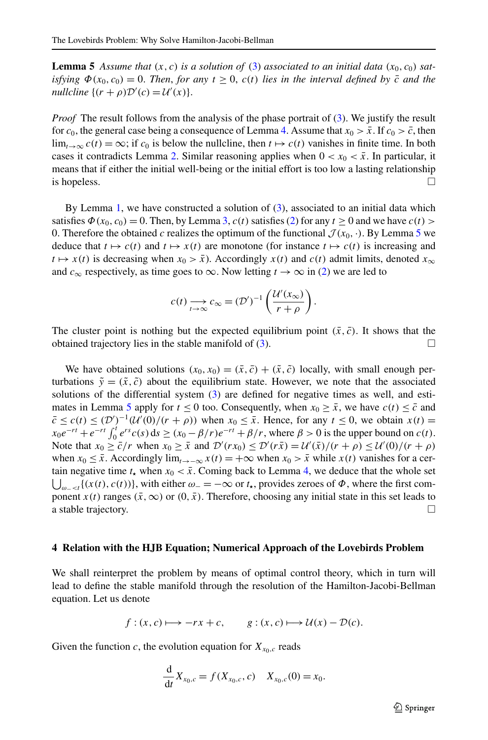**Lemma 5** *Assume that $(x, c)$ is a solution of (3) associated to an initial data $(x_0, c_0)$ satisfying $\Phi(x_0, c_0) = 0$. Then, for any $t \geq 0$, $c(t)$ lies in the interval defined by $\bar{c}$ and the nullcline $\{(r + \rho)\mathcal{D}'(c) = \mathcal{U}'(x)\}$.*

*Proof* The result follows from the analysis of the phase portrait of (3). We justify the result for $c_0$, the general case being a consequence of Lemma 4. Assume that $x_0 > \bar{x}$. If $c_0 > \bar{c}$, then $\lim_{t\to\infty} c(t) = \infty$; if $c_0$ is below the nullcline, then $t \mapsto c(t)$ vanishes in finite time. In both cases it contradicts Lemma 2. Similar reasoning applies when $0 < x_0 < \bar{x}$. In particular, it means that if either the initial well-being or the initial effort is too low a lasting relationship is hopeless. □

By Lemma 1, we have constructed a solution of (3), associated to an initial data which satisfies $\Phi(x_0, c_0) = 0$. Then, by Lemma 3, $c(t)$ satisfies (2) for any $t \geq 0$ and we have $c(t) > 0$. Therefore the obtained $c$ realizes the optimum of the functional $\mathcal{J}(x_0, \cdot)$. By Lemma 5 we deduce that $t \mapsto c(t)$ and $t \mapsto x(t)$ are monotone (for instance $t \mapsto c(t)$ is increasing and $t \mapsto x(t)$ is decreasing when $x_0 > \bar{x}$). Accordingly $x(t)$ and $c(t)$ admit limits, denoted $x_\infty$ and $c_\infty$ respectively, as time goes to $\infty$. Now letting $t \to \infty$ in (2) we are led to

$$c(t) \underset{t\to\infty}{\longrightarrow} c_\infty = (\mathcal{D}')^{-1}\left(\frac{\mathcal{U}'(x_\infty)}{r + \rho}\right).$$

The cluster point is nothing but the expected equilibrium point $(\bar{x}, \bar{c})$. It shows that the obtained trajectory lies in the stable manifold of (3). □

We have obtained solutions $(x_0, x_0) = (\bar{x}, \bar{c}) + (\tilde{x}, \tilde{c})$ locally, with small enough perturbations $\tilde{y} = (\tilde{x}, \tilde{c})$ about the equilibrium state. However, we note that the associated solutions of the differential system (3) are defined for negative times as well, and estimates in Lemma 5 apply for $t \leq 0$ too. Consequently, when $x_0 \geq \bar{x}$, we have $c(t) \leq \bar{c}$ and $\bar{c} \leq c(t) \leq (\mathcal{D}')^{-1}(\mathcal{U}'(0)/(r + \rho))$ when $x_0 \leq \bar{x}$. Hence, for any $t \leq 0$, we obtain $x(t) = x_0 e^{-rt} + e^{-rt}\int_0^t e^{rs} c(s)\,\mathrm{d}s \geq (x_0 - \beta/r)e^{-rt} + \beta/r$, where $\beta > 0$ is the upper bound on $c(t)$. Note that $x_0 \geq \bar{c}/r$ when $x_0 \geq \bar{x}$ and $\mathcal{D}'(rx_0) \leq \mathcal{D}'(r\bar{x}) = \mathcal{U}'(\bar{x})/(r + \rho) \leq \mathcal{U}'(0)/(r + \rho)$ when $x_0 \leq \bar{x}$. Accordingly $\lim_{t\to-\infty} x(t) = +\infty$ when $x_0 > \bar{x}$ while $x(t)$ vanishes for a certain negative time $t_\star$ when $x_0 < \bar{x}$. Coming back to Lemma 4, we deduce that the whole set $\bigcup_{\omega_- < t}\{(x(t), c(t))\}$, with either $\omega_- = -\infty$ or $t_\star$, provides zeroes of $\Phi$, where the first component $x(t)$ ranges $(\bar{x}, \infty)$ or $(0, \bar{x})$. Therefore, choosing any initial state in this set leads to a stable trajectory. □

## 4 Relation with the HJB Equation; Numerical Approach of the Lovebirds Problem

We shall reinterpret the problem by means of optimal control theory, which in turn will lead to define the stable manifold through the resolution of the Hamilton-Jacobi-Bellman equation. Let us denote

$$f : (x, c) \longmapsto -rx + c, \qquad g : (x, c) \longmapsto \mathcal{U}(x) - \mathcal{D}(c).$$

Given the function $c$, the evolution equation for $X_{x_0,c}$ reads

$$\frac{\mathrm{d}}{\mathrm{d}t} X_{x_0,c} = f(X_{x_0,c}, c) \quad X_{x_0,c}(0) = x_0.$$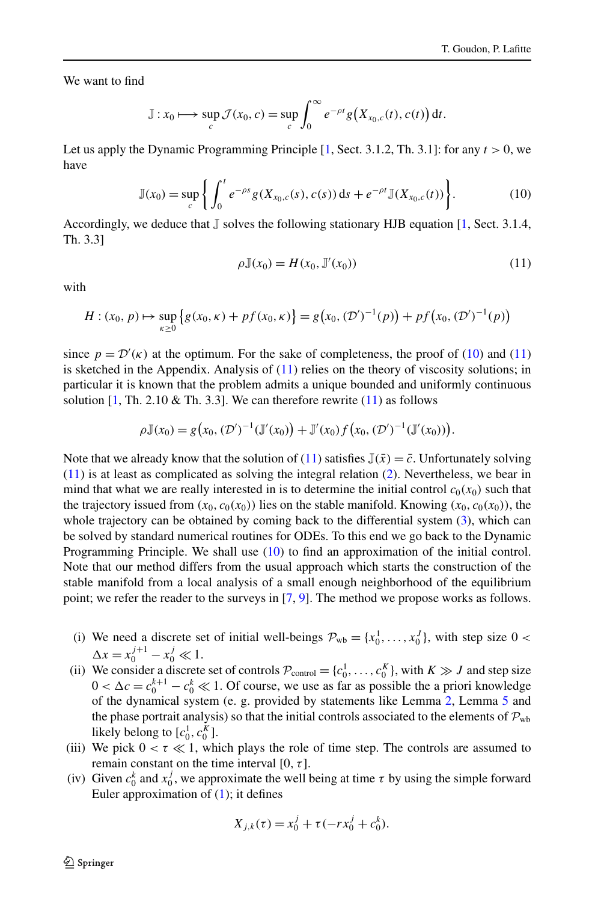We want to find

$$\mathbb{J} : x_0 \longmapsto \sup_c \mathcal{J}(x_0, c) = \sup_c \int_0^\infty e^{-\rho t} g\big(X_{x_0,c}(t), c(t)\big)\, \mathrm{d}t.$$

Let us apply the Dynamic Programming Principle [1, Sect. 3.1.2, Th. 3.1]: for any $t > 0$, we have

$$\mathbb{J}(x_0) = \sup_c \left\{ \int_0^t e^{-\rho s} g(X_{x_0,c}(s), c(s))\, \mathrm{d}s + e^{-\rho t} \mathbb{J}(X_{x_0,c}(t)) \right\}. \tag{10}$$

Accordingly, we deduce that $\mathbb{J}$ solves the following stationary HJB equation [1, Sect. 3.1.4, Th. 3.3]

$$\rho \mathbb{J}(x_0) = H(x_0, \mathbb{J}'(x_0)) \tag{11}$$

with

$$H : (x_0, p) \mapsto \sup_{\kappa \geq 0} \big\{ g(x_0, \kappa) + p f(x_0, \kappa) \big\} = g\big(x_0, (\mathcal{D}')^{-1}(p)\big) + p f\big(x_0, (\mathcal{D}')^{-1}(p)\big)$$

since $p = \mathcal{D}'(\kappa)$ at the optimum. For the sake of completeness, the proof of (10) and (11) is sketched in the Appendix. Analysis of (11) relies on the theory of viscosity solutions; in particular it is known that the problem admits a unique bounded and uniformly continuous solution [1, Th. 2.10 & Th. 3.3]. We can therefore rewrite (11) as follows

$$\rho \mathbb{J}(x_0) = g\big(x_0, (\mathcal{D}')^{-1}(\mathbb{J}'(x_0))\big) + \mathbb{J}'(x_0) f\big(x_0, (\mathcal{D}')^{-1}(\mathbb{J}'(x_0))\big).$$

Note that we already know that the solution of (11) satisfies $\mathbb{J}(\bar{x}) = \bar{c}$. Unfortunately solving (11) is at least as complicated as solving the integral relation (2). Nevertheless, we bear in mind that what we are really interested in is to determine the initial control $c_0(x_0)$ such that the trajectory issued from $(x_0, c_0(x_0))$ lies on the stable manifold. Knowing $(x_0, c_0(x_0))$, the whole trajectory can be obtained by coming back to the differential system (3), which can be solved by standard numerical routines for ODEs. To this end we go back to the Dynamic Programming Principle. We shall use (10) to find an approximation of the initial control. Note that our method differs from the usual approach which starts the construction of the stable manifold from a local analysis of a small enough neighborhood of the equilibrium point; we refer the reader to the surveys in [7, 9]. The method we propose works as follows.

(i) We need a discrete set of initial well-beings $\mathcal{P}_{\mathrm{wb}} = \{x_0^1, \dots, x_0^J\}$, with step size $0 < \Delta x = x_0^{j+1} - x_0^j \ll 1$.

(ii) We consider a discrete set of controls $\mathcal{P}_{\mathrm{control}} = \{c_0^1, \dots, c_0^K\}$, with $K \gg J$ and step size $0 < \Delta c = c_0^{k+1} - c_0^k \ll 1$. Of course, we use as far as possible the a priori knowledge of the dynamical system (e. g. provided by statements like Lemma 2, Lemma 5 and the phase portrait analysis) so that the initial controls associated to the elements of $\mathcal{P}_{\mathrm{wb}}$ likely belong to $[c_0^1, c_0^K]$.

(iii) We pick $0 < \tau \ll 1$, which plays the role of time step. The controls are assumed to remain constant on the time interval $[0, \tau]$.

(iv) Given $c_0^k$ and $x_0^j$, we approximate the well being at time $\tau$ by using the simple forward Euler approximation of (1); it defines

$$X_{j,k}(\tau) = x_0^j + \tau(-r x_0^j + c_0^k).$$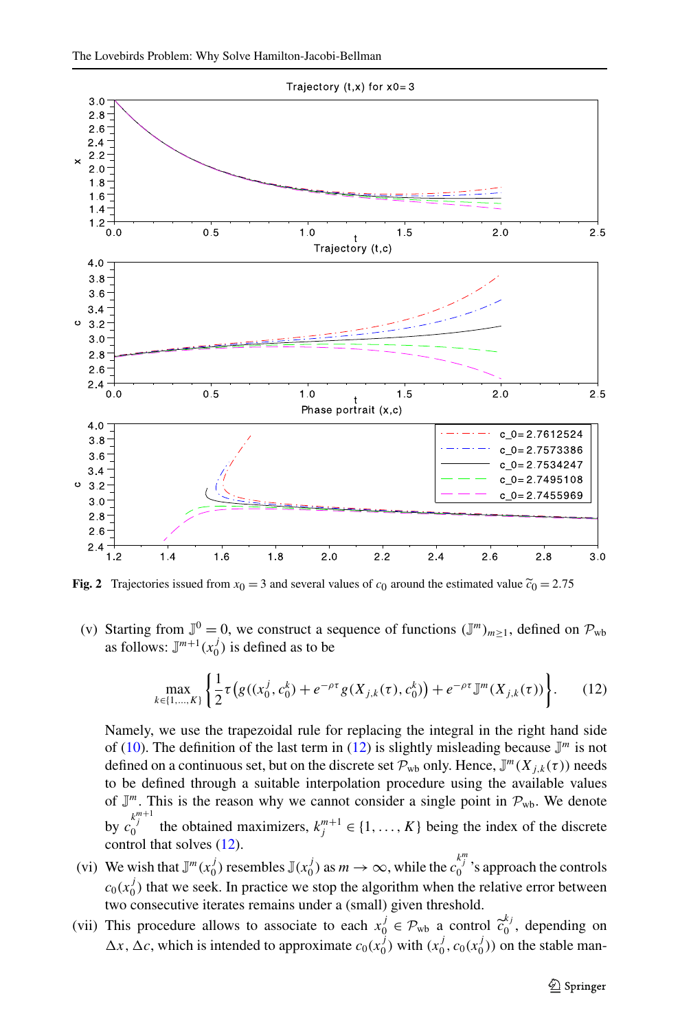**Fig. 2** Trajectories issued from $x_0 = 3$ and several values of $c_0$ around the estimated value $\widetilde{c}_0 = 2.75$

(v) Starting from $\mathbb{J}^0 = 0$, we construct a sequence of functions $(\mathbb{J}^m)_{m \geq 1}$, defined on $\mathcal{P}_{\text{wb}}$ as follows: $\mathbb{J}^{m+1}(x_0^j)$ is defined as to be

$$\max_{k \in \{1,\ldots,K\}} \left\{ \frac{1}{2}\tau \left( g((x_0^j, c_0^k) + e^{-\rho\tau} g(X_{j,k}(\tau), c_0^k) \right) + e^{-\rho\tau} \mathbb{J}^m(X_{j,k}(\tau)) \right\}. \tag{12}$$

Namely, we use the trapezoidal rule for replacing the integral in the right hand side of (10). The definition of the last term in (12) is slightly misleading because $\mathbb{J}^m$ is not defined on a continuous set, but on the discrete set $\mathcal{P}_{\text{wb}}$ only. Hence, $\mathbb{J}^m(X_{j,k}(\tau))$ needs to be defined through a suitable interpolation procedure using the available values of $\mathbb{J}^m$. This is the reason why we cannot consider a single point in $\mathcal{P}_{\text{wb}}$. We denote by $c_0^{k_j^{m+1}}$ the obtained maximizers, $k_j^{m+1} \in \{1, \ldots, K\}$ being the index of the discrete control that solves (12).

(vi) We wish that $\mathbb{J}^m(x_0^j)$ resembles $\mathbb{J}(x_0^j)$ as $m \to \infty$, while the $c_0^{k_j^m}$'s approach the controls $c_0(x_0^j)$ that we seek. In practice we stop the algorithm when the relative error between two consecutive iterates remains under a (small) given threshold.

(vii) This procedure allows to associate to each $x_0^j \in \mathcal{P}_{\text{wb}}$ a control $\widetilde{c}_0^{k_j}$, depending on $\Delta x$, $\Delta c$, which is intended to approximate $c_0(x_0^j)$ with $(x_0^j, c_0(x_0^j))$ on the stable man-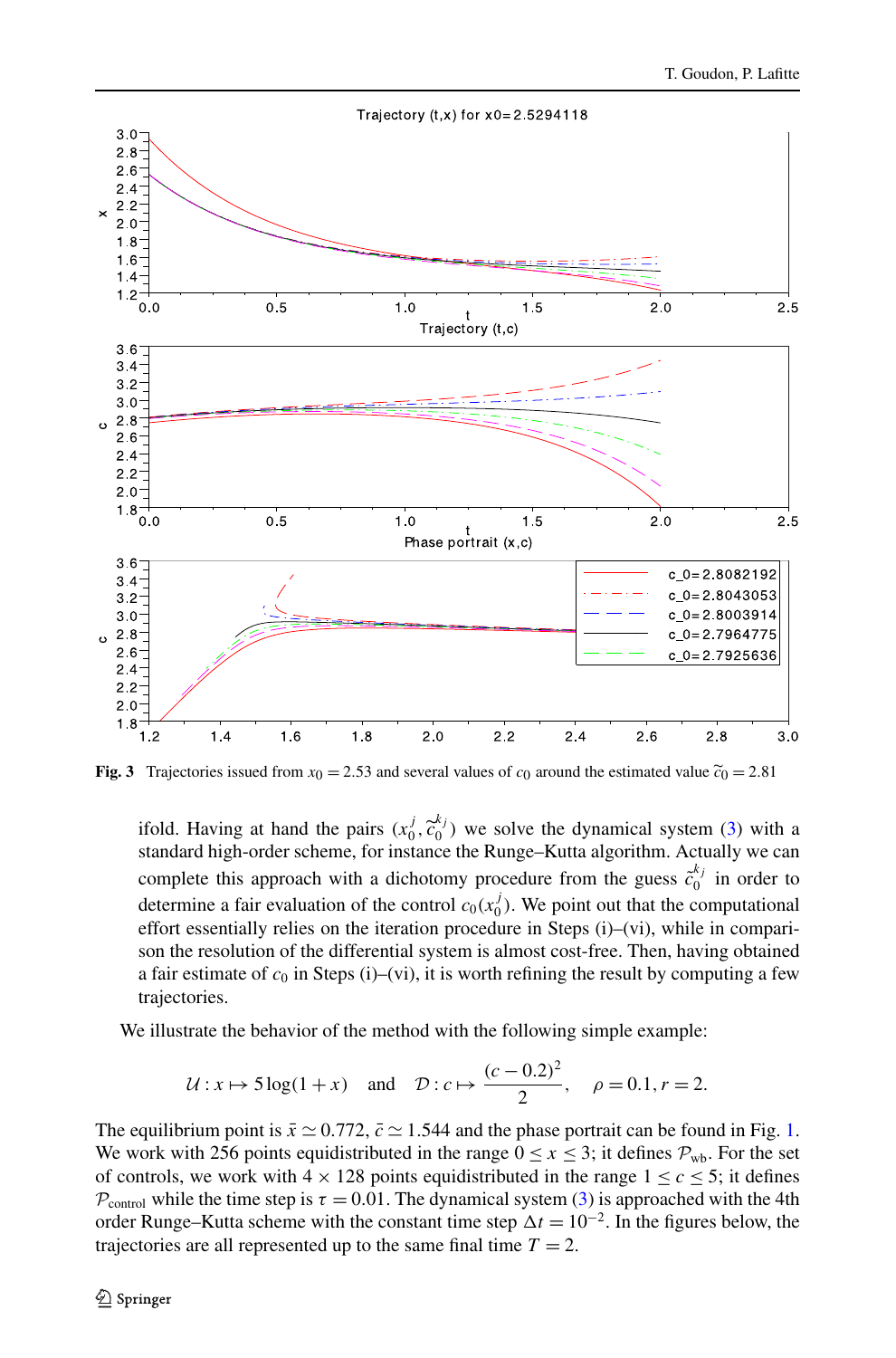**Fig. 3** Trajectories issued from $x_0 = 2.53$ and several values of $c_0$ around the estimated value $\tilde{c}_0 = 2.81$

ifold. Having at hand the pairs $(x_0^j, \tilde{c}_0^{k_j})$ we solve the dynamical system (3) with a standard high-order scheme, for instance the Runge–Kutta algorithm. Actually we can complete this approach with a dichotomy procedure from the guess $\tilde{c}_0^{k_j}$ in order to determine a fair evaluation of the control $c_0(x_0^j)$. We point out that the computational effort essentially relies on the iteration procedure in Steps (i)–(vi), while in comparison the resolution of the differential system is almost cost-free. Then, having obtained a fair estimate of $c_0$ in Steps (i)–(vi), it is worth refining the result by computing a few trajectories.

We illustrate the behavior of the method with the following simple example:

$$\mathcal{U} : x \mapsto 5\log(1+x) \quad \text{and} \quad \mathcal{D} : c \mapsto \frac{(c-0.2)^2}{2}, \quad \rho = 0.1, r = 2.$$

The equilibrium point is $\bar{x} \simeq 0.772$, $\bar{c} \simeq 1.544$ and the phase portrait can be found in Fig. 1. We work with 256 points equidistributed in the range $0 \leq x \leq 3$; it defines $\mathcal{P}_{\text{wb}}$. For the set of controls, we work with $4 \times 128$ points equidistributed in the range $1 \leq c \leq 5$; it defines $\mathcal{P}_{\text{control}}$ while the time step is $\tau = 0.01$. The dynamical system (3) is approached with the 4th order Runge–Kutta scheme with the constant time step $\Delta t = 10^{-2}$. In the figures below, the trajectories are all represented up to the same final time $T = 2$.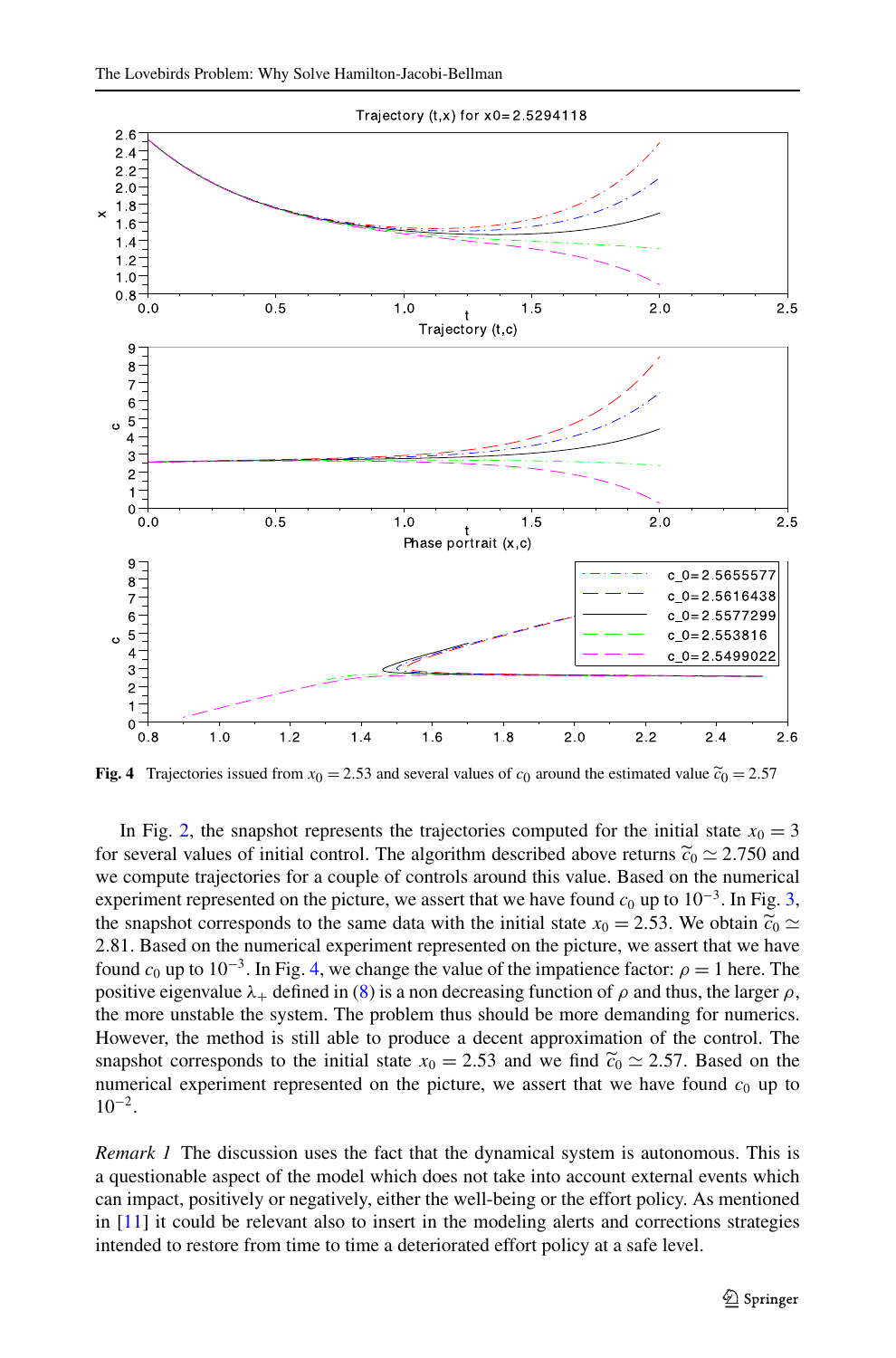**Fig. 4** Trajectories issued from $x_0 = 2.53$ and several values of $c_0$ around the estimated value $\widetilde{c}_0 = 2.57$

In Fig. 2, the snapshot represents the trajectories computed for the initial state $x_0 = 3$ for several values of initial control. The algorithm described above returns $\widetilde{c}_0 \simeq 2.750$ and we compute trajectories for a couple of controls around this value. Based on the numerical experiment represented on the picture, we assert that we have found $c_0$ up to $10^{-3}$. In Fig. 3, the snapshot corresponds to the same data with the initial state $x_0 = 2.53$. We obtain $\widetilde{c}_0 \simeq 2.81$. Based on the numerical experiment represented on the picture, we assert that we have found $c_0$ up to $10^{-3}$. In Fig. 4, we change the value of the impatience factor: $\rho = 1$ here. The positive eigenvalue $\lambda_+$ defined in (8) is a non decreasing function of $\rho$ and thus, the larger $\rho$, the more unstable the system. The problem thus should be more demanding for numerics. However, the method is still able to produce a decent approximation of the control. The snapshot corresponds to the initial state $x_0 = 2.53$ and we find $\widetilde{c}_0 \simeq 2.57$. Based on the numerical experiment represented on the picture, we assert that we have found $c_0$ up to $10^{-2}$.

*Remark 1* The discussion uses the fact that the dynamical system is autonomous. This is a questionable aspect of the model which does not take into account external events which can impact, positively or negatively, either the well-being or the effort policy. As mentioned in [11] it could be relevant also to insert in the modeling alerts and corrections strategies intended to restore from time to time a deteriorated effort policy at a safe level.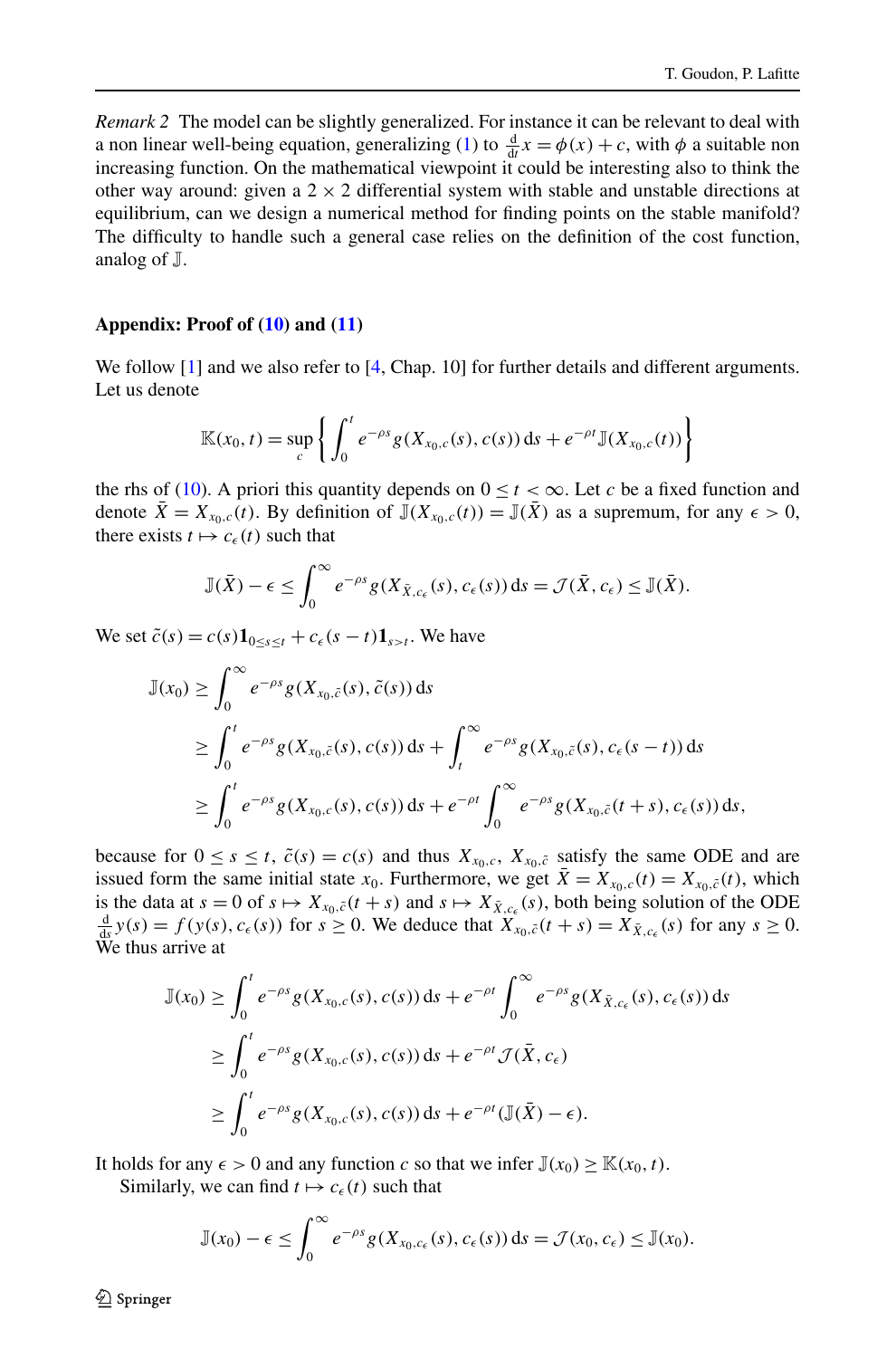*Remark 2* The model can be slightly generalized. For instance it can be relevant to deal with a non linear well-being equation, generalizing (1) to $\frac{\mathrm{d}}{\mathrm{d}t}x = \phi(x) + c$, with $\phi$ a suitable non increasing function. On the mathematical viewpoint it could be interesting also to think the other way around: given a $2 \times 2$ differential system with stable and unstable directions at equilibrium, can we design a numerical method for finding points on the stable manifold? The difficulty to handle such a general case relies on the definition of the cost function, analog of $\mathbb{J}$.

## Appendix: Proof of (10) and (11)

We follow [1] and we also refer to [4, Chap. 10] for further details and different arguments. Let us denote

$$\mathbb{K}(x_0, t) = \sup_c \left\{ \int_0^t e^{-\rho s} g(X_{x_0,c}(s), c(s))\, \mathrm{d}s + e^{-\rho t} \mathbb{J}(X_{x_0,c}(t)) \right\}$$

the rhs of (10). A priori this quantity depends on $0 \le t < \infty$. Let $c$ be a fixed function and denote $\bar{X} = X_{x_0,c}(t)$. By definition of $\mathbb{J}(X_{x_0,c}(t)) = \mathbb{J}(\bar{X})$ as a supremum, for any $\epsilon > 0$, there exists $t \mapsto c_\epsilon(t)$ such that

$$\mathbb{J}(\bar{X}) - \epsilon \le \int_0^\infty e^{-\rho s} g(X_{\bar{X},c_\epsilon}(s), c_\epsilon(s))\, \mathrm{d}s = \mathcal{J}(\bar{X}, c_\epsilon) \le \mathbb{J}(\bar{X}).$$

We set $\tilde{c}(s) = c(s)\mathbf{1}_{0\le s\le t} + c_\epsilon(s-t)\mathbf{1}_{s>t}$. We have

$$\begin{aligned}
\mathbb{J}(x_0) &\ge \int_0^\infty e^{-\rho s} g(X_{x_0,\tilde{c}}(s), \tilde{c}(s))\, \mathrm{d}s \\
&\ge \int_0^t e^{-\rho s} g(X_{x_0,\tilde{c}}(s), c(s))\, \mathrm{d}s + \int_t^\infty e^{-\rho s} g(X_{x_0,\tilde{c}}(s), c_\epsilon(s-t))\, \mathrm{d}s \\
&\ge \int_0^t e^{-\rho s} g(X_{x_0,c}(s), c(s))\, \mathrm{d}s + e^{-\rho t} \int_0^\infty e^{-\rho s} g(X_{x_0,\tilde{c}}(t+s), c_\epsilon(s))\, \mathrm{d}s,
\end{aligned}$$

because for $0 \le s \le t$, $\tilde{c}(s) = c(s)$ and thus $X_{x_0,c}$, $X_{x_0,\tilde{c}}$ satisfy the same ODE and are issued form the same initial state $x_0$. Furthermore, we get $\bar{X} = X_{x_0,c}(t) = X_{x_0,\tilde{c}}(t)$, which is the data at $s = 0$ of $s \mapsto X_{x_0,\tilde{c}}(t+s)$ and $s \mapsto X_{\bar{X},c_\epsilon}(s)$, both being solution of the ODE $\frac{\mathrm{d}}{\mathrm{d}s} y(s) = f(y(s), c_\epsilon(s))$ for $s \ge 0$. We deduce that $X_{x_0,\tilde{c}}(t+s) = X_{\bar{X},c_\epsilon}(s)$ for any $s \ge 0$. We thus arrive at

$$\begin{aligned}
\mathbb{J}(x_0) &\ge \int_0^t e^{-\rho s} g(X_{x_0,c}(s), c(s))\, \mathrm{d}s + e^{-\rho t} \int_0^\infty e^{-\rho s} g(X_{\bar{X},c_\epsilon}(s), c_\epsilon(s))\, \mathrm{d}s \\
&\ge \int_0^t e^{-\rho s} g(X_{x_0,c}(s), c(s))\, \mathrm{d}s + e^{-\rho t} \mathcal{J}(\bar{X}, c_\epsilon) \\
&\ge \int_0^t e^{-\rho s} g(X_{x_0,c}(s), c(s))\, \mathrm{d}s + e^{-\rho t} (\mathbb{J}(\bar{X}) - \epsilon).
\end{aligned}$$

It holds for any $\epsilon > 0$ and any function $c$ so that we infer $\mathbb{J}(x_0) \ge \mathbb{K}(x_0, t)$.

Similarly, we can find $t \mapsto c_\epsilon(t)$ such that

$$\mathbb{J}(x_0) - \epsilon \le \int_0^\infty e^{-\rho s} g(X_{x_0,c_\epsilon}(s), c_\epsilon(s))\, \mathrm{d}s = \mathcal{J}(x_0, c_\epsilon) \le \mathbb{J}(x_0).$$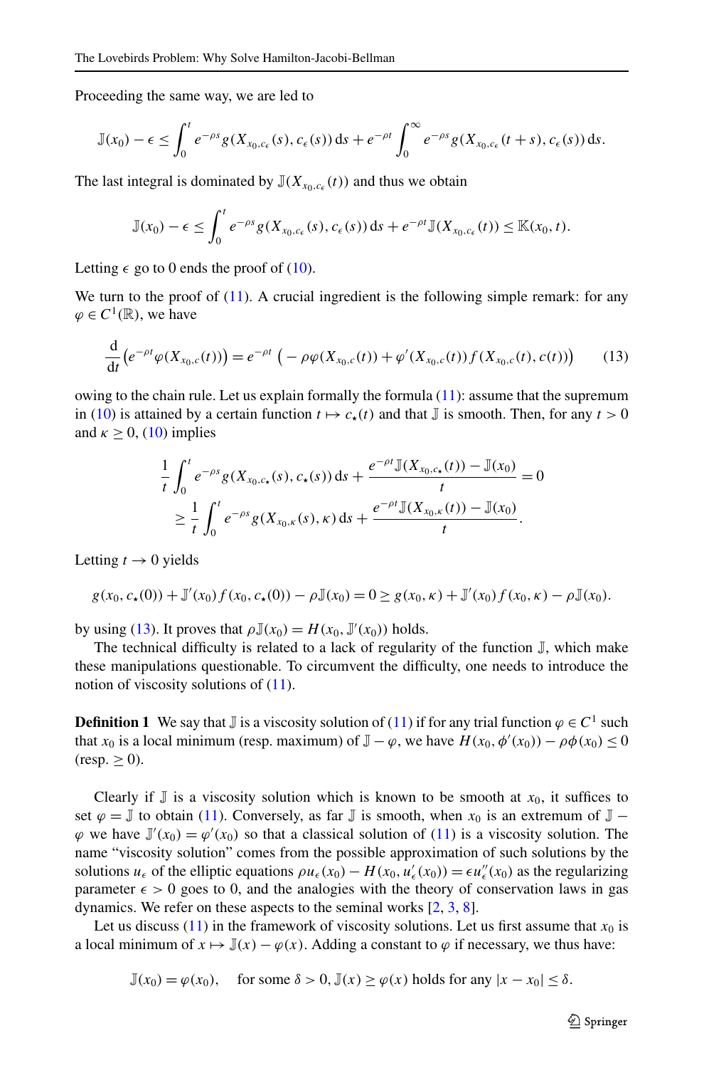Proceeding the same way, we are led to

$$\mathbb{J}(x_0) - \epsilon \leq \int_0^t e^{-\rho s} g(X_{x_0,c_\epsilon}(s), c_\epsilon(s))\,\mathrm{d}s + e^{-\rho t} \int_0^\infty e^{-\rho s} g(X_{x_0,c_\epsilon}(t+s), c_\epsilon(s))\,\mathrm{d}s.$$

The last integral is dominated by $\mathbb{J}(X_{x_0,c_\epsilon}(t))$ and thus we obtain

$$\mathbb{J}(x_0) - \epsilon \leq \int_0^t e^{-\rho s} g(X_{x_0,c_\epsilon}(s), c_\epsilon(s))\,\mathrm{d}s + e^{-\rho t} \mathbb{J}(X_{x_0,c_\epsilon}(t)) \leq \mathbb{K}(x_0, t).$$

Letting $\epsilon$ go to 0 ends the proof of (10).

We turn to the proof of (11). A crucial ingredient is the following simple remark: for any $\varphi \in C^1(\mathbb{R})$, we have

$$\frac{\mathrm{d}}{\mathrm{d}t}\Big(e^{-\rho t} \varphi(X_{x_0,c}(t))\Big) = e^{-\rho t} \Big( - \rho \varphi(X_{x_0,c}(t)) + \varphi'(X_{x_0,c}(t)) f(X_{x_0,c}(t), c(t))\Big) \tag{13}$$

owing to the chain rule. Let us explain formally the formula (11): assume that the supremum in (10) is attained by a certain function $t \mapsto c_\star(t)$ and that $\mathbb{J}$ is smooth. Then, for any $t > 0$ and $\kappa \geq 0$, (10) implies

$$\begin{aligned}
&\frac{1}{t} \int_0^t e^{-\rho s} g(X_{x_0,c_\star}(s), c_\star(s))\,\mathrm{d}s + \frac{e^{-\rho t}\mathbb{J}(X_{x_0,c_\star}(t)) - \mathbb{J}(x_0)}{t} = 0 \\
&\geq \frac{1}{t} \int_0^t e^{-\rho s} g(X_{x_0,\kappa}(s), \kappa)\,\mathrm{d}s + \frac{e^{-\rho t}\mathbb{J}(X_{x_0,\kappa}(t)) - \mathbb{J}(x_0)}{t}.
\end{aligned}$$

Letting $t \to 0$ yields

$$g(x_0, c_\star(0)) + \mathbb{J}'(x_0) f(x_0, c_\star(0)) - \rho \mathbb{J}(x_0) = 0 \geq g(x_0, \kappa) + \mathbb{J}'(x_0) f(x_0, \kappa) - \rho \mathbb{J}(x_0).$$

by using (13). It proves that $\rho \mathbb{J}(x_0) = H(x_0, \mathbb{J}'(x_0))$ holds.

The technical difficulty is related to a lack of regularity of the function $\mathbb{J}$, which make these manipulations questionable. To circumvent the difficulty, one needs to introduce the notion of viscosity solutions of (11).

**Definition 1** We say that $\mathbb{J}$ is a viscosity solution of (11) if for any trial function $\varphi \in C^1$ such that $x_0$ is a local minimum (resp. maximum) of $\mathbb{J} - \varphi$, we have $H(x_0, \phi'(x_0)) - \rho\phi(x_0) \leq 0$ (resp. $\geq 0$).

Clearly if $\mathbb{J}$ is a viscosity solution which is known to be smooth at $x_0$, it suffices to set $\varphi = \mathbb{J}$ to obtain (11). Conversely, as far $\mathbb{J}$ is smooth, when $x_0$ is an extremum of $\mathbb{J} - \varphi$ we have $\mathbb{J}'(x_0) = \varphi'(x_0)$ so that a classical solution of (11) is a viscosity solution. The name "viscosity solution" comes from the possible approximation of such solutions by the solutions $u_\epsilon$ of the elliptic equations $\rho u_\epsilon(x_0) - H(x_0, u_\epsilon'(x_0)) = \epsilon u_\epsilon''(x_0)$ as the regularizing parameter $\epsilon > 0$ goes to 0, and the analogies with the theory of conservation laws in gas dynamics. We refer on these aspects to the seminal works [2, 3, 8].

Let us discuss (11) in the framework of viscosity solutions. Let us first assume that $x_0$ is a local minimum of $x \mapsto \mathbb{J}(x) - \varphi(x)$. Adding a constant to $\varphi$ if necessary, we thus have:

$$\mathbb{J}(x_0) = \varphi(x_0), \quad \text{for some } \delta > 0, \mathbb{J}(x) \geq \varphi(x) \text{ holds for any } |x - x_0| \leq \delta.$$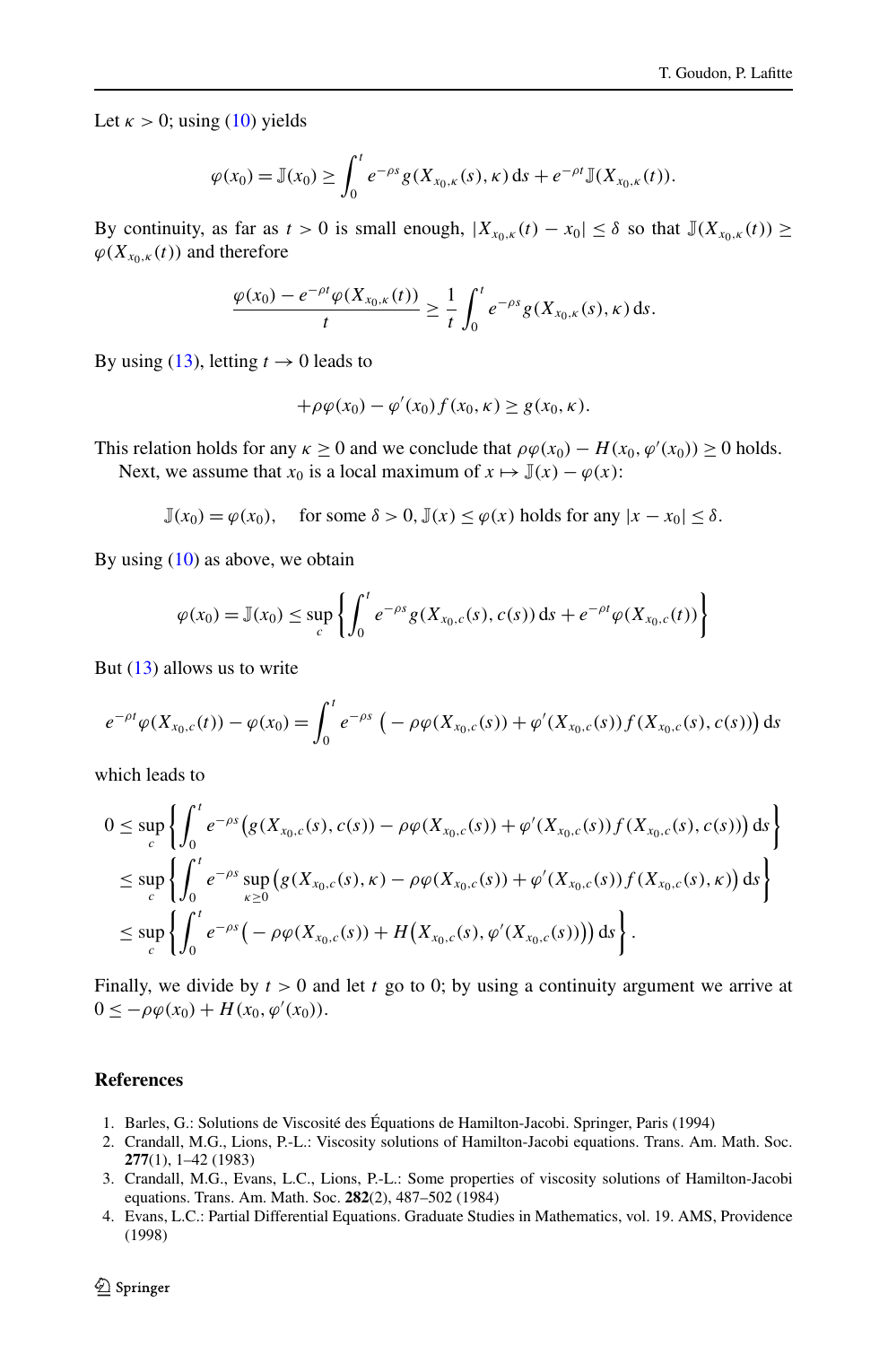Let $\kappa > 0$; using (10) yields

$$\varphi(x_0) = \mathbb{J}(x_0) \geq \int_0^t e^{-\rho s} g(X_{x_0,\kappa}(s), \kappa)\,\mathrm{d}s + e^{-\rho t}\mathbb{J}(X_{x_0,\kappa}(t)).$$

By continuity, as far as $t > 0$ is small enough, $|X_{x_0,\kappa}(t) - x_0| \leq \delta$ so that $\mathbb{J}(X_{x_0,\kappa}(t)) \geq \varphi(X_{x_0,\kappa}(t))$ and therefore

$$\frac{\varphi(x_0) - e^{-\rho t}\varphi(X_{x_0,\kappa}(t))}{t} \geq \frac{1}{t}\int_0^t e^{-\rho s} g(X_{x_0,\kappa}(s), \kappa)\,\mathrm{d}s.$$

By using (13), letting $t \to 0$ leads to

$$+\rho\varphi(x_0) - \varphi'(x_0) f(x_0, \kappa) \geq g(x_0, \kappa).$$

This relation holds for any $\kappa \geq 0$ and we conclude that $\rho\varphi(x_0) - H(x_0, \varphi'(x_0)) \geq 0$ holds.

Next, we assume that $x_0$ is a local maximum of $x \mapsto \mathbb{J}(x) - \varphi(x)$:

$$\mathbb{J}(x_0) = \varphi(x_0), \quad \text{for some } \delta > 0, \mathbb{J}(x) \leq \varphi(x) \text{ holds for any } |x - x_0| \leq \delta.$$

By using (10) as above, we obtain

$$\varphi(x_0) = \mathbb{J}(x_0) \leq \sup_c \left\{ \int_0^t e^{-\rho s} g(X_{x_0,c}(s), c(s))\,\mathrm{d}s + e^{-\rho t}\varphi(X_{x_0,c}(t)) \right\}$$

But (13) allows us to write

$$e^{-\rho t}\varphi(X_{x_0,c}(t)) - \varphi(x_0) = \int_0^t e^{-\rho s}\left( -\rho\varphi(X_{x_0,c}(s)) + \varphi'(X_{x_0,c}(s)) f(X_{x_0,c}(s), c(s)) \right)\mathrm{d}s$$

which leads to

$$\begin{aligned}
0 &\leq \sup_c \left\{ \int_0^t e^{-\rho s}\left( g(X_{x_0,c}(s), c(s)) - \rho\varphi(X_{x_0,c}(s)) + \varphi'(X_{x_0,c}(s)) f(X_{x_0,c}(s), c(s)) \right)\mathrm{d}s \right\} \\
&\leq \sup_c \left\{ \int_0^t e^{-\rho s} \sup_{\kappa \geq 0}\left( g(X_{x_0,c}(s), \kappa) - \rho\varphi(X_{x_0,c}(s)) + \varphi'(X_{x_0,c}(s)) f(X_{x_0,c}(s), \kappa) \right)\mathrm{d}s \right\} \\
&\leq \sup_c \left\{ \int_0^t e^{-\rho s}\left( -\rho\varphi(X_{x_0,c}(s)) + H\big(X_{x_0,c}(s), \varphi'(X_{x_0,c}(s))\big) \right)\mathrm{d}s \right\}.
\end{aligned}$$

Finally, we divide by $t > 0$ and let $t$ go to 0; by using a continuity argument we arrive at $0 \leq -\rho\varphi(x_0) + H(x_0, \varphi'(x_0))$.

## References

1. Barles, G.: Solutions de Viscosité des Équations de Hamilton-Jacobi. Springer, Paris (1994)
2. Crandall, M.G., Lions, P.-L.: Viscosity solutions of Hamilton-Jacobi equations. Trans. Am. Math. Soc. **277**(1), 1–42 (1983)
3. Crandall, M.G., Evans, L.C., Lions, P.-L.: Some properties of viscosity solutions of Hamilton-Jacobi equations. Trans. Am. Math. Soc. **282**(2), 487–502 (1984)
4. Evans, L.C.: Partial Differential Equations. Graduate Studies in Mathematics, vol. 19. AMS, Providence (1998)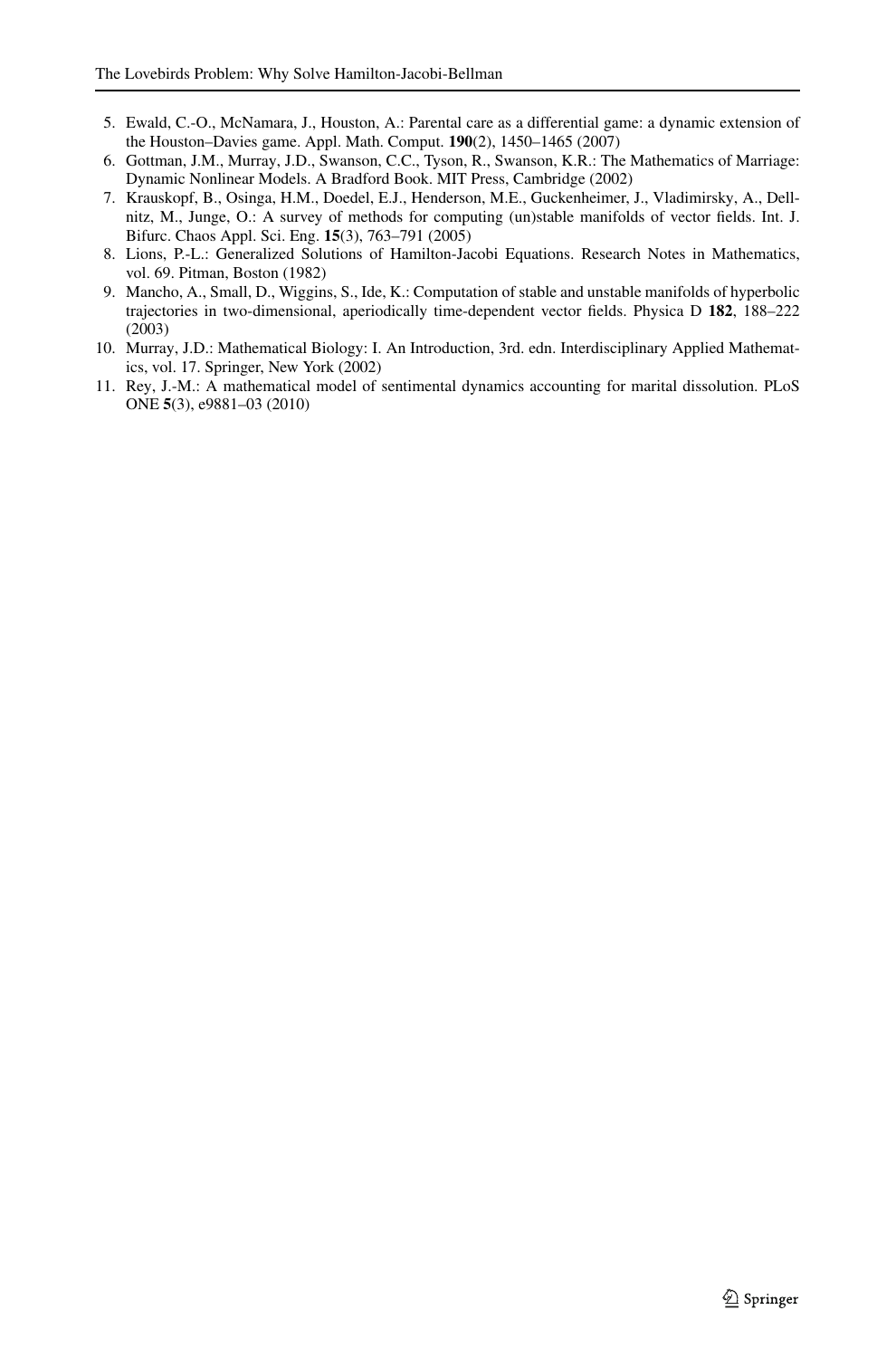5. Ewald, C.-O., McNamara, J., Houston, A.: Parental care as a differential game: a dynamic extension of the Houston–Davies game. Appl. Math. Comput. **190**(2), 1450–1465 (2007)
6. Gottman, J.M., Murray, J.D., Swanson, C.C., Tyson, R., Swanson, K.R.: The Mathematics of Marriage: Dynamic Nonlinear Models. A Bradford Book. MIT Press, Cambridge (2002)
7. Krauskopf, B., Osinga, H.M., Doedel, E.J., Henderson, M.E., Guckenheimer, J., Vladimirsky, A., Dellnitz, M., Junge, O.: A survey of methods for computing (un)stable manifolds of vector fields. Int. J. Bifurc. Chaos Appl. Sci. Eng. **15**(3), 763–791 (2005)
8. Lions, P.-L.: Generalized Solutions of Hamilton-Jacobi Equations. Research Notes in Mathematics, vol. 69. Pitman, Boston (1982)
9. Mancho, A., Small, D., Wiggins, S., Ide, K.: Computation of stable and unstable manifolds of hyperbolic trajectories in two-dimensional, aperiodically time-dependent vector fields. Physica D **182**, 188–222 (2003)
10. Murray, J.D.: Mathematical Biology: I. An Introduction, 3rd. edn. Interdisciplinary Applied Mathematics, vol. 17. Springer, New York (2002)
11. Rey, J.-M.: A mathematical model of sentimental dynamics accounting for marital dissolution. PLoS ONE **5**(3), e9881–03 (2010)